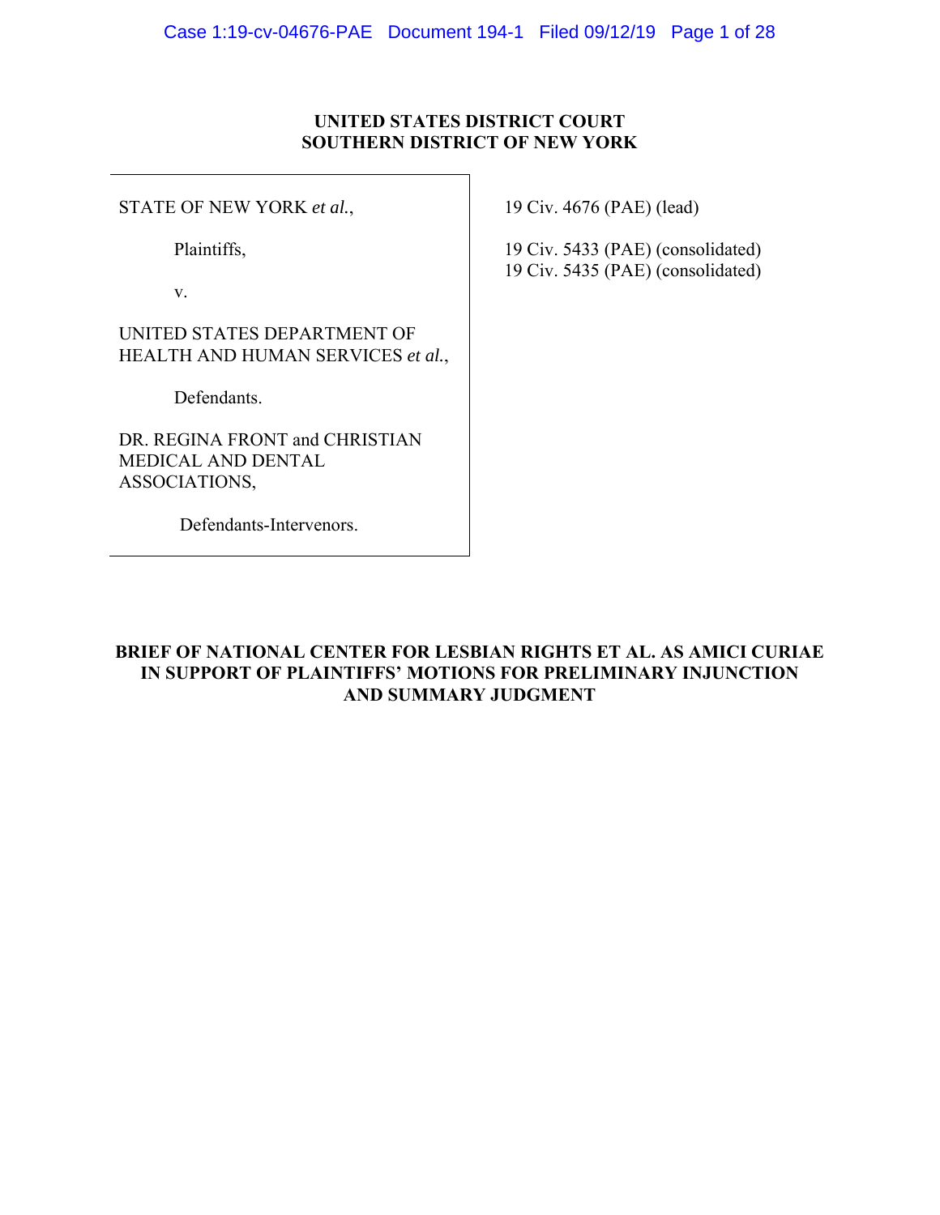**UNITED STATES DISTRICT COURT**
**SOUTHERN DISTRICT OF NEW YORK**

STATE OF NEW YORK *et al.*,

Plaintiffs,

v.

UNITED STATES DEPARTMENT OF HEALTH AND HUMAN SERVICES *et al.*,

Defendants.

DR. REGINA FRONT and CHRISTIAN MEDICAL AND DENTAL ASSOCIATIONS,

Defendants-Intervenors.

19 Civ. 4676 (PAE) (lead)

19 Civ. 5433 (PAE) (consolidated)
19 Civ. 5435 (PAE) (consolidated)

**BRIEF OF NATIONAL CENTER FOR LESBIAN RIGHTS ET AL. AS AMICI CURIAE IN SUPPORT OF PLAINTIFFS' MOTIONS FOR PRELIMINARY INJUNCTION AND SUMMARY JUDGMENT**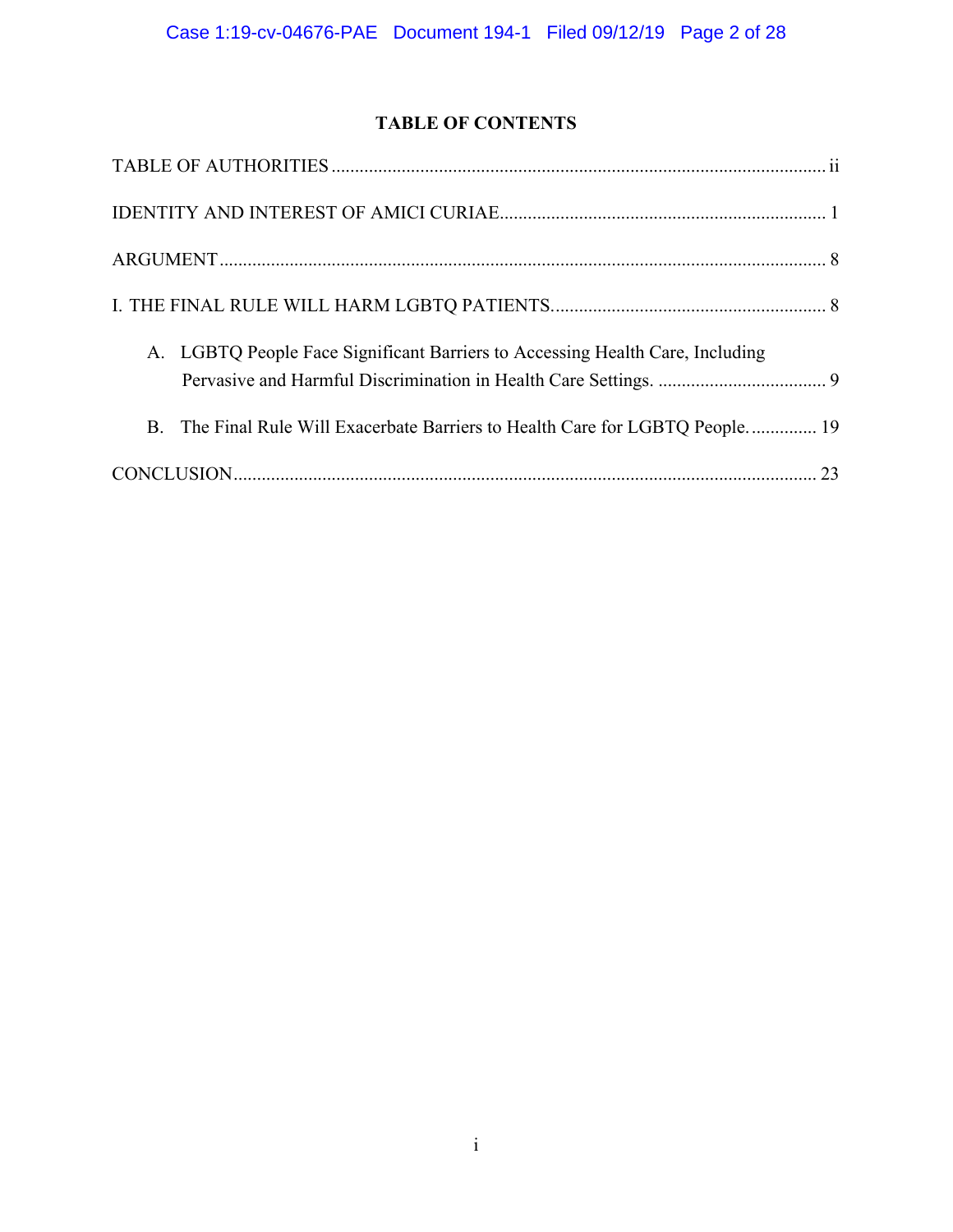# TABLE OF CONTENTS

TABLE OF AUTHORITIES ........................................................................................................ ii

IDENTITY AND INTEREST OF AMICI CURIAE..................................................................... 1

ARGUMENT ................................................................................................................................ 8

I. THE FINAL RULE WILL HARM LGBTQ PATIENTS........................................................... 8

A. LGBTQ People Face Significant Barriers to Accessing Health Care, Including Pervasive and Harmful Discrimination in Health Care Settings. .................................... 9

B. The Final Rule Will Exacerbate Barriers to Health Care for LGBTQ People. .............. 19

CONCLUSION............................................................................................................................ 23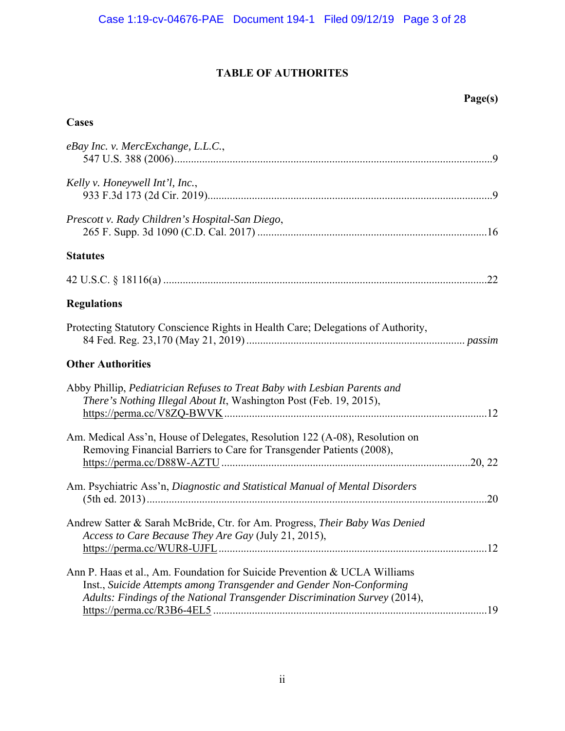# TABLE OF AUTHORITES

**Page(s)**

## Cases

*eBay Inc. v. MercExchange, L.L.C.*,
547 U.S. 388 (2006) ... 9

*Kelly v. Honeywell Int'l, Inc.*,
933 F.3d 173 (2d Cir. 2019) ... 9

*Prescott v. Rady Children's Hospital-San Diego*,
265 F. Supp. 3d 1090 (C.D. Cal. 2017) ... 16

## Statutes

42 U.S.C. § 18116(a) ... 22

## Regulations

Protecting Statutory Conscience Rights in Health Care; Delegations of Authority,
84 Fed. Reg. 23,170 (May 21, 2019) ... *passim*

## Other Authorities

Abby Phillip, *Pediatrician Refuses to Treat Baby with Lesbian Parents and There's Nothing Illegal About It*, Washington Post (Feb. 19, 2015),
https://perma.cc/V8ZQ-BWVK ... 12

Am. Medical Ass'n, House of Delegates, Resolution 122 (A-08), Resolution on Removing Financial Barriers to Care for Transgender Patients (2008),
https://perma.cc/D88W-AZTU ... 20, 22

Am. Psychiatric Ass'n, *Diagnostic and Statistical Manual of Mental Disorders* (5th ed. 2013) ... 20

Andrew Satter & Sarah McBride, Ctr. for Am. Progress, *Their Baby Was Denied Access to Care Because They Are Gay* (July 21, 2015),
https://perma.cc/WUR8-UJFL ... 12

Ann P. Haas et al., Am. Foundation for Suicide Prevention & UCLA Williams Inst., *Suicide Attempts among Transgender and Gender Non-Conforming Adults: Findings of the National Transgender Discrimination Survey* (2014),
https://perma.cc/R3B6-4EL5 ... 19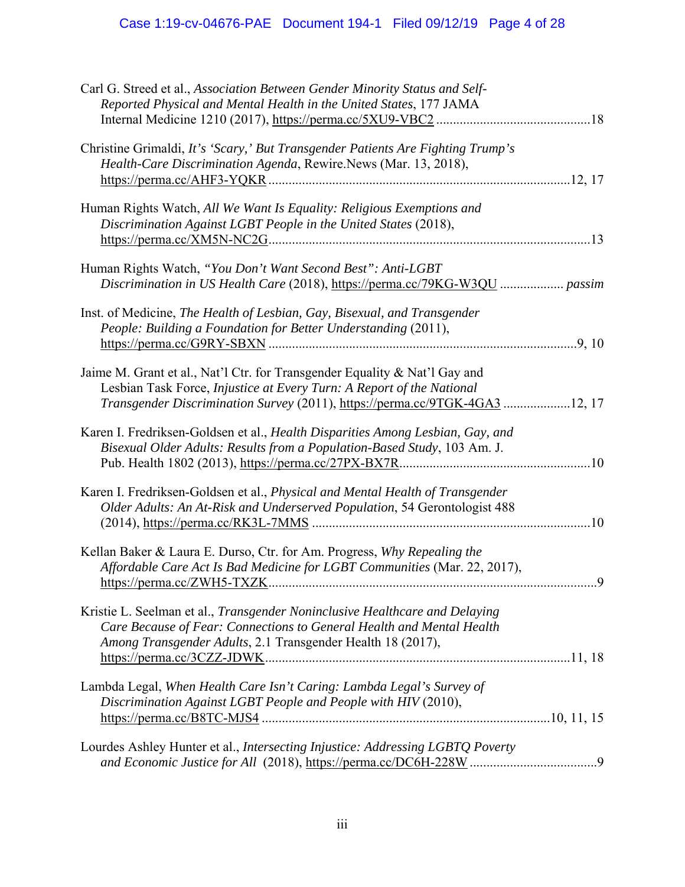Carl G. Streed et al., *Association Between Gender Minority Status and Self-Reported Physical and Mental Health in the United States*, 177 JAMA Internal Medicine 1210 (2017), https://perma.cc/5XU9-VBC2 .............................................18

Christine Grimaldi, *It's 'Scary,' But Transgender Patients Are Fighting Trump's Health-Care Discrimination Agenda*, Rewire.News (Mar. 13, 2018), https://perma.cc/AHF3-YQKR .........................................................................................12, 17

Human Rights Watch, *All We Want Is Equality: Religious Exemptions and Discrimination Against LGBT People in the United States* (2018), https://perma.cc/XM5N-NC2G...............................................................................................13

Human Rights Watch, *"You Don't Want Second Best": Anti-LGBT Discrimination in US Health Care* (2018), https://perma.cc/79KG-W3QU .................. *passim*

Inst. of Medicine, *The Health of Lesbian, Gay, Bisexual, and Transgender People: Building a Foundation for Better Understanding* (2011), https://perma.cc/G9RY-SBXN ...........................................................................................9, 10

Jaime M. Grant et al., Nat'l Ctr. for Transgender Equality & Nat'l Gay and Lesbian Task Force, *Injustice at Every Turn: A Report of the National Transgender Discrimination Survey* (2011), https://perma.cc/9TGK-4GA3 ....................12, 17

Karen I. Fredriksen-Goldsen et al., *Health Disparities Among Lesbian, Gay, and Bisexual Older Adults: Results from a Population-Based Study*, 103 Am. J. Pub. Health 1802 (2013), https://perma.cc/27PX-BX7R........................................................10

Karen I. Fredriksen-Goldsen et al., *Physical and Mental Health of Transgender Older Adults: An At-Risk and Underserved Population*, 54 Gerontologist 488 (2014), https://perma.cc/RK3L-7MMS ..................................................................................10

Kellan Baker & Laura E. Durso, Ctr. for Am. Progress, *Why Repealing the Affordable Care Act Is Bad Medicine for LGBT Communities* (Mar. 22, 2017), https://perma.cc/ZWH5-TXZK.................................................................................................9

Kristie L. Seelman et al., *Transgender Noninclusive Healthcare and Delaying Care Because of Fear: Connections to General Health and Mental Health Among Transgender Adults*, 2.1 Transgender Health 18 (2017), https://perma.cc/3CZZ-JDWK..........................................................................................11, 18

Lambda Legal, *When Health Care Isn't Caring: Lambda Legal's Survey of Discrimination Against LGBT People and People with HIV* (2010), https://perma.cc/B8TC-MJS4 .....................................................................................10, 11, 15

Lourdes Ashley Hunter et al., *Intersecting Injustice: Addressing LGBTQ Poverty and Economic Justice for All* (2018), https://perma.cc/DC6H-228W .....................................9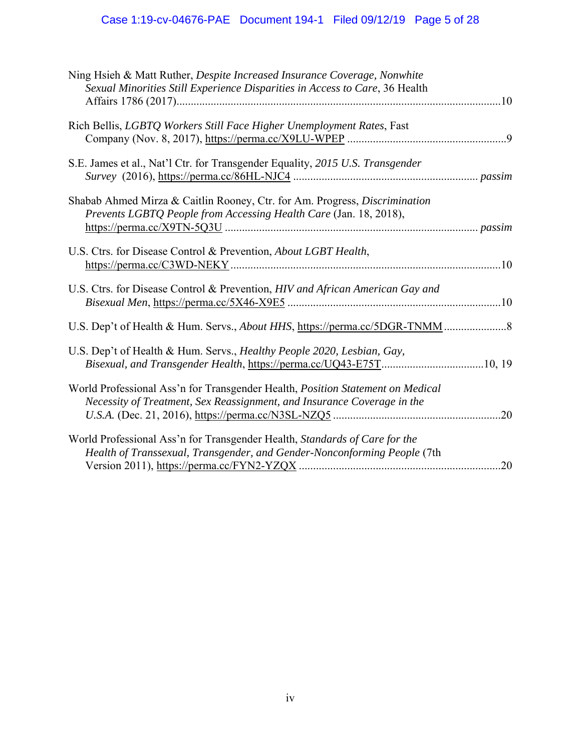Ning Hsieh & Matt Ruther, *Despite Increased Insurance Coverage, Nonwhite Sexual Minorities Still Experience Disparities in Access to Care*, 36 Health Affairs 1786 (2017)....................................................................................................................10

Rich Bellis, *LGBTQ Workers Still Face Higher Unemployment Rates*, Fast Company (Nov. 8, 2017), https://perma.cc/X9LU-WPEP ........................................................9

S.E. James et al., Nat'l Ctr. for Transgender Equality, *2015 U.S. Transgender Survey* (2016), https://perma.cc/86HL-NJC4 ................................................................. *passim*

Shabab Ahmed Mirza & Caitlin Rooney, Ctr. for Am. Progress, *Discrimination Prevents LGBTQ People from Accessing Health Care* (Jan. 18, 2018), https://perma.cc/X9TN-5Q3U ......................................................................................... *passim*

U.S. Ctrs. for Disease Control & Prevention, *About LGBT Health*, https://perma.cc/C3WD-NEKY...............................................................................................10

U.S. Ctrs. for Disease Control & Prevention, *HIV and African American Gay and Bisexual Men*, https://perma.cc/5X46-X9E5 ..........................................................................10

U.S. Dep't of Health & Hum. Servs., *About HHS*, https://perma.cc/5DGR-TNMM ......................8

U.S. Dep't of Health & Hum. Servs., *Healthy People 2020, Lesbian, Gay, Bisexual, and Transgender Health*, https://perma.cc/UQ43-E75T....................................10, 19

World Professional Ass'n for Transgender Health, *Position Statement on Medical Necessity of Treatment, Sex Reassignment, and Insurance Coverage in the U.S.A.* (Dec. 21, 2016), https://perma.cc/N3SL-NZQ5 ...........................................................20

World Professional Ass'n for Transgender Health, *Standards of Care for the Health of Transsexual, Transgender, and Gender-Nonconforming People* (7th Version 2011), https://perma.cc/FYN2-YZQX ......................................................................20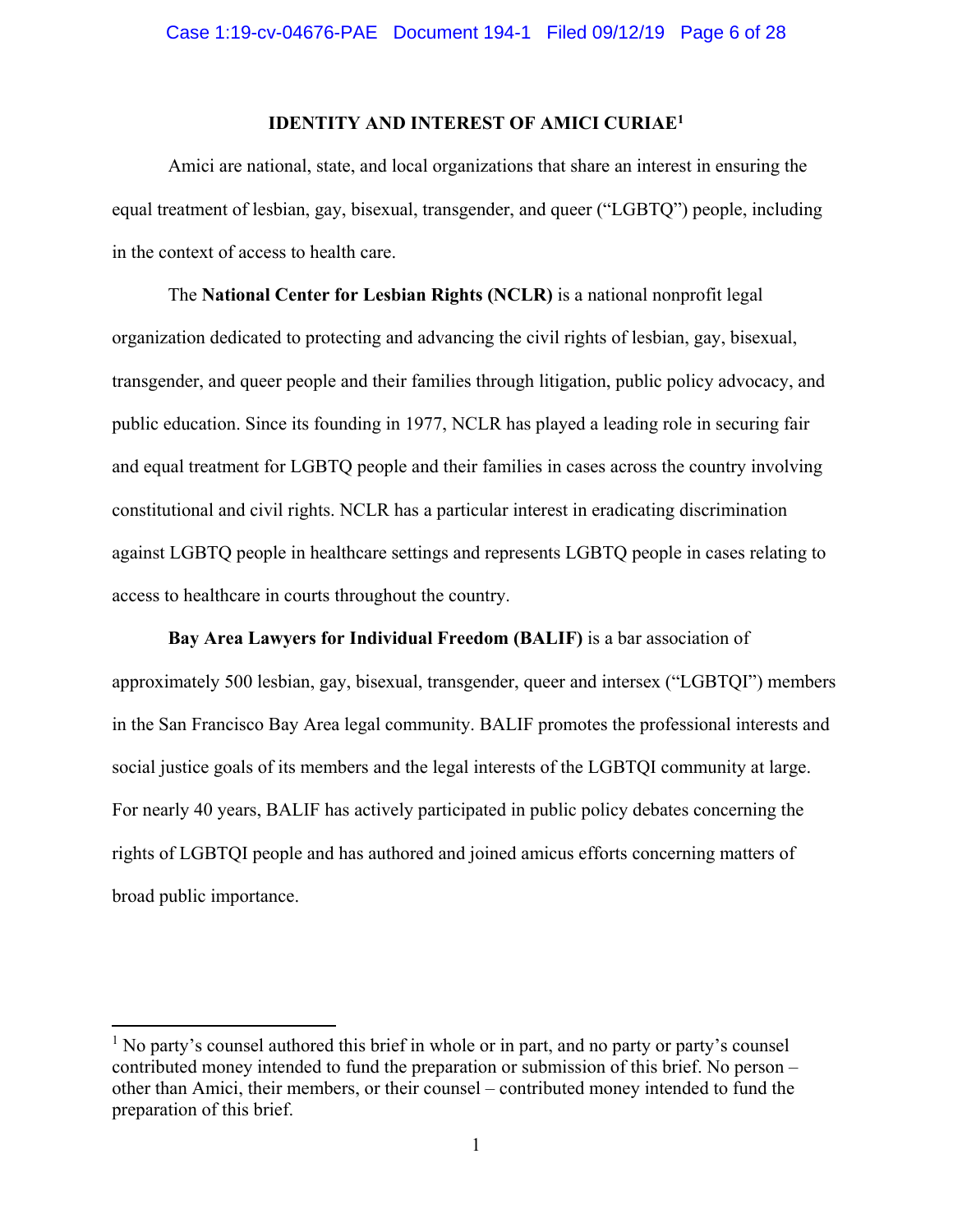## IDENTITY AND INTEREST OF AMICI CURIAE[1]

Amici are national, state, and local organizations that share an interest in ensuring the equal treatment of lesbian, gay, bisexual, transgender, and queer ("LGBTQ") people, including in the context of access to health care.

The **National Center for Lesbian Rights (NCLR)** is a national nonprofit legal organization dedicated to protecting and advancing the civil rights of lesbian, gay, bisexual, transgender, and queer people and their families through litigation, public policy advocacy, and public education. Since its founding in 1977, NCLR has played a leading role in securing fair and equal treatment for LGBTQ people and their families in cases across the country involving constitutional and civil rights. NCLR has a particular interest in eradicating discrimination against LGBTQ people in healthcare settings and represents LGBTQ people in cases relating to access to healthcare in courts throughout the country.

**Bay Area Lawyers for Individual Freedom (BALIF)** is a bar association of approximately 500 lesbian, gay, bisexual, transgender, queer and intersex ("LGBTQI") members in the San Francisco Bay Area legal community. BALIF promotes the professional interests and social justice goals of its members and the legal interests of the LGBTQI community at large. For nearly 40 years, BALIF has actively participated in public policy debates concerning the rights of LGBTQI people and has authored and joined amicus efforts concerning matters of broad public importance.

---

[1] No party's counsel authored this brief in whole or in part, and no party or party's counsel contributed money intended to fund the preparation or submission of this brief. No person – other than Amici, their members, or their counsel – contributed money intended to fund the preparation of this brief.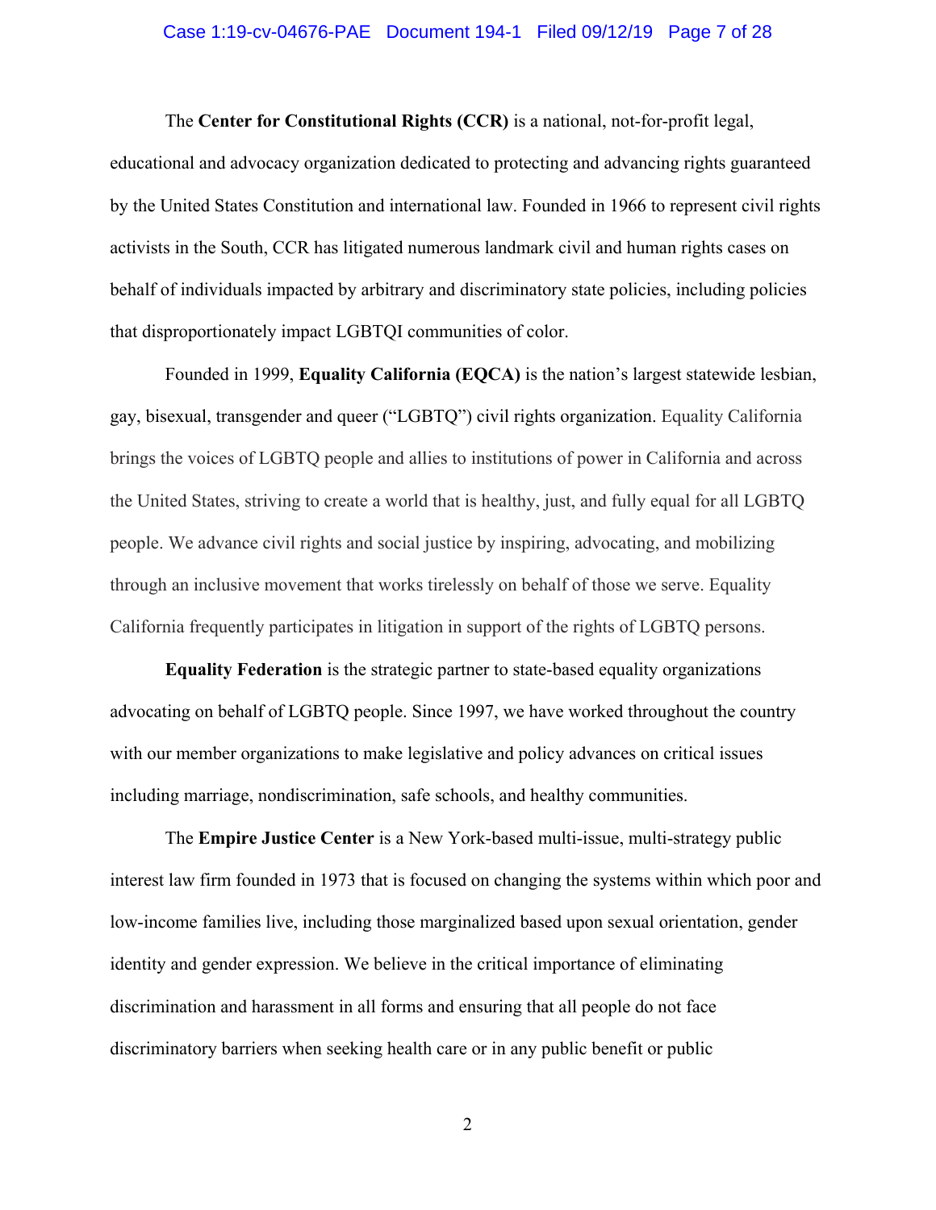The **Center for Constitutional Rights (CCR)** is a national, not-for-profit legal, educational and advocacy organization dedicated to protecting and advancing rights guaranteed by the United States Constitution and international law. Founded in 1966 to represent civil rights activists in the South, CCR has litigated numerous landmark civil and human rights cases on behalf of individuals impacted by arbitrary and discriminatory state policies, including policies that disproportionately impact LGBTQI communities of color.

Founded in 1999, **Equality California (EQCA)** is the nation's largest statewide lesbian, gay, bisexual, transgender and queer ("LGBTQ") civil rights organization. Equality California brings the voices of LGBTQ people and allies to institutions of power in California and across the United States, striving to create a world that is healthy, just, and fully equal for all LGBTQ people. We advance civil rights and social justice by inspiring, advocating, and mobilizing through an inclusive movement that works tirelessly on behalf of those we serve. Equality California frequently participates in litigation in support of the rights of LGBTQ persons.

**Equality Federation** is the strategic partner to state-based equality organizations advocating on behalf of LGBTQ people. Since 1997, we have worked throughout the country with our member organizations to make legislative and policy advances on critical issues including marriage, nondiscrimination, safe schools, and healthy communities.

The **Empire Justice Center** is a New York-based multi-issue, multi-strategy public interest law firm founded in 1973 that is focused on changing the systems within which poor and low-income families live, including those marginalized based upon sexual orientation, gender identity and gender expression. We believe in the critical importance of eliminating discrimination and harassment in all forms and ensuring that all people do not face discriminatory barriers when seeking health care or in any public benefit or public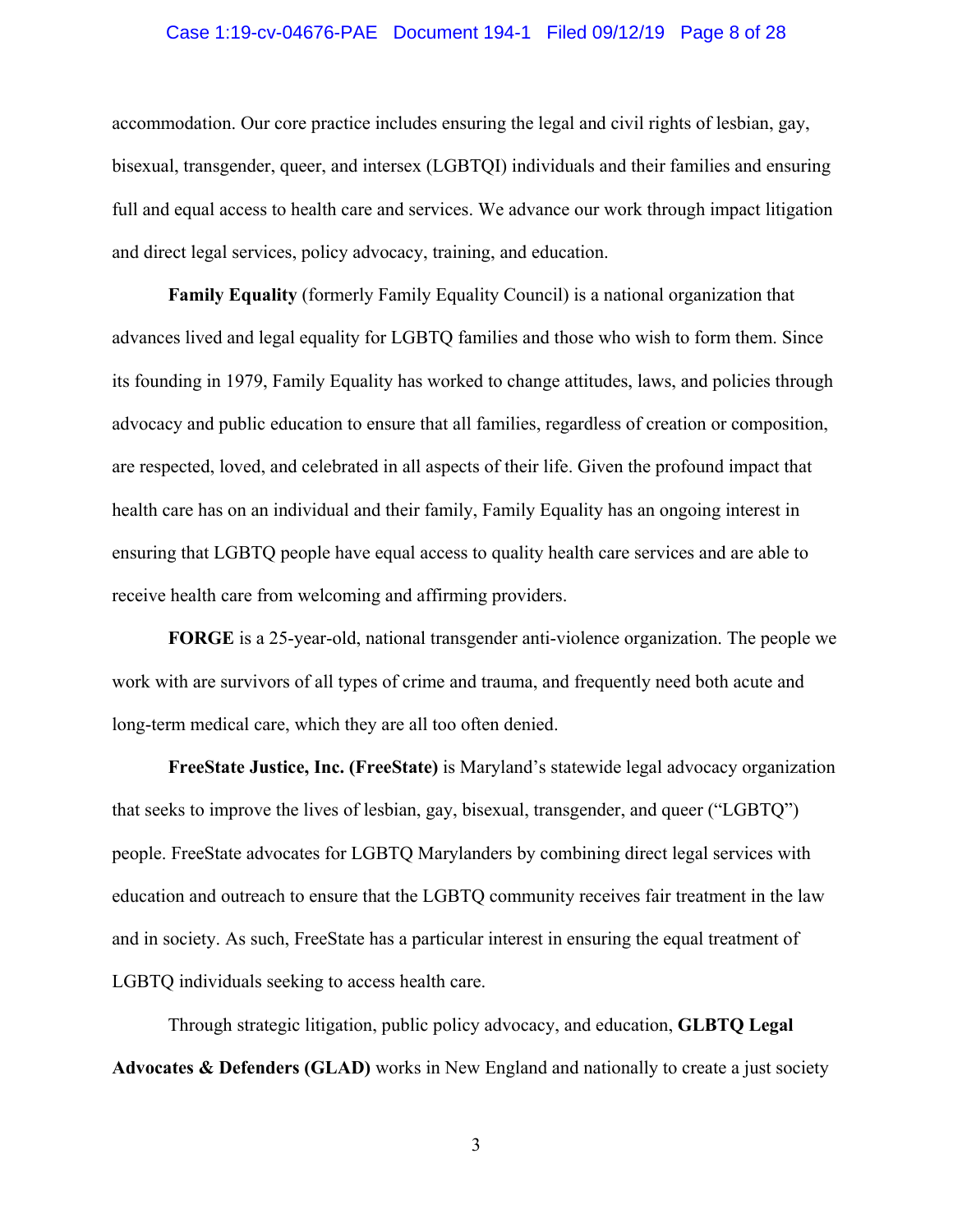accommodation. Our core practice includes ensuring the legal and civil rights of lesbian, gay, bisexual, transgender, queer, and intersex (LGBTQI) individuals and their families and ensuring full and equal access to health care and services. We advance our work through impact litigation and direct legal services, policy advocacy, training, and education.

**Family Equality** (formerly Family Equality Council) is a national organization that advances lived and legal equality for LGBTQ families and those who wish to form them. Since its founding in 1979, Family Equality has worked to change attitudes, laws, and policies through advocacy and public education to ensure that all families, regardless of creation or composition, are respected, loved, and celebrated in all aspects of their life. Given the profound impact that health care has on an individual and their family, Family Equality has an ongoing interest in ensuring that LGBTQ people have equal access to quality health care services and are able to receive health care from welcoming and affirming providers.

**FORGE** is a 25-year-old, national transgender anti-violence organization. The people we work with are survivors of all types of crime and trauma, and frequently need both acute and long-term medical care, which they are all too often denied.

**FreeState Justice, Inc. (FreeState)** is Maryland's statewide legal advocacy organization that seeks to improve the lives of lesbian, gay, bisexual, transgender, and queer ("LGBTQ") people. FreeState advocates for LGBTQ Marylanders by combining direct legal services with education and outreach to ensure that the LGBTQ community receives fair treatment in the law and in society. As such, FreeState has a particular interest in ensuring the equal treatment of LGBTQ individuals seeking to access health care.

Through strategic litigation, public policy advocacy, and education, **GLBTQ Legal Advocates & Defenders (GLAD)** works in New England and nationally to create a just society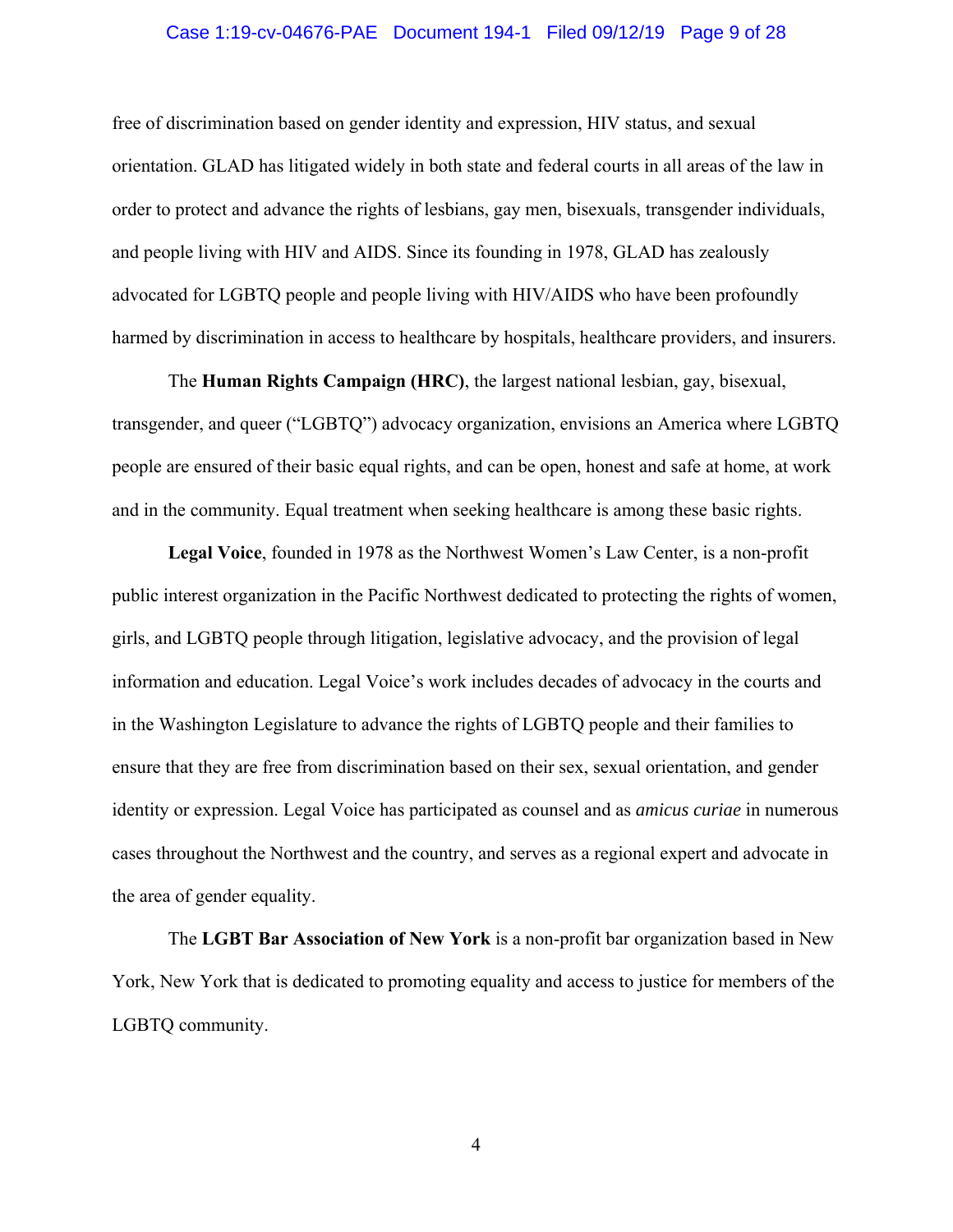free of discrimination based on gender identity and expression, HIV status, and sexual orientation. GLAD has litigated widely in both state and federal courts in all areas of the law in order to protect and advance the rights of lesbians, gay men, bisexuals, transgender individuals, and people living with HIV and AIDS. Since its founding in 1978, GLAD has zealously advocated for LGBTQ people and people living with HIV/AIDS who have been profoundly harmed by discrimination in access to healthcare by hospitals, healthcare providers, and insurers.

The **Human Rights Campaign (HRC)**, the largest national lesbian, gay, bisexual, transgender, and queer ("LGBTQ") advocacy organization, envisions an America where LGBTQ people are ensured of their basic equal rights, and can be open, honest and safe at home, at work and in the community. Equal treatment when seeking healthcare is among these basic rights.

**Legal Voice**, founded in 1978 as the Northwest Women's Law Center, is a non-profit public interest organization in the Pacific Northwest dedicated to protecting the rights of women, girls, and LGBTQ people through litigation, legislative advocacy, and the provision of legal information and education. Legal Voice's work includes decades of advocacy in the courts and in the Washington Legislature to advance the rights of LGBTQ people and their families to ensure that they are free from discrimination based on their sex, sexual orientation, and gender identity or expression. Legal Voice has participated as counsel and as *amicus curiae* in numerous cases throughout the Northwest and the country, and serves as a regional expert and advocate in the area of gender equality.

The **LGBT Bar Association of New York** is a non-profit bar organization based in New York, New York that is dedicated to promoting equality and access to justice for members of the LGBTQ community.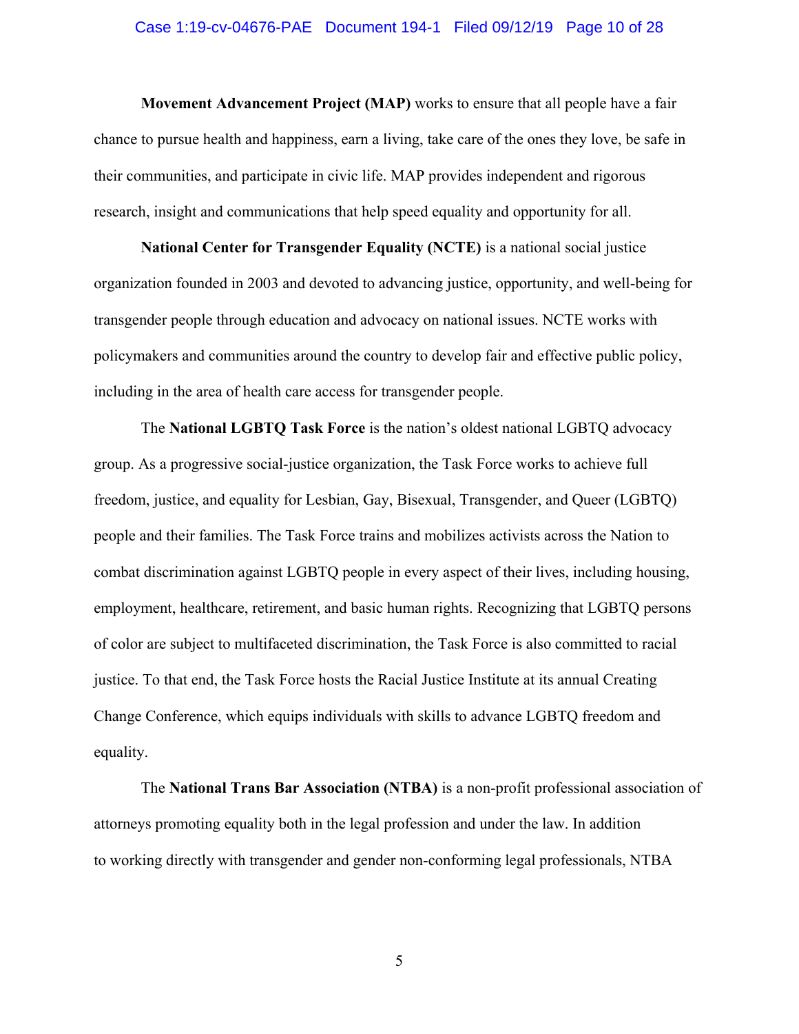**Movement Advancement Project (MAP)** works to ensure that all people have a fair chance to pursue health and happiness, earn a living, take care of the ones they love, be safe in their communities, and participate in civic life. MAP provides independent and rigorous research, insight and communications that help speed equality and opportunity for all.

**National Center for Transgender Equality (NCTE)** is a national social justice organization founded in 2003 and devoted to advancing justice, opportunity, and well-being for transgender people through education and advocacy on national issues. NCTE works with policymakers and communities around the country to develop fair and effective public policy, including in the area of health care access for transgender people.

The **National LGBTQ Task Force** is the nation's oldest national LGBTQ advocacy group. As a progressive social-justice organization, the Task Force works to achieve full freedom, justice, and equality for Lesbian, Gay, Bisexual, Transgender, and Queer (LGBTQ) people and their families. The Task Force trains and mobilizes activists across the Nation to combat discrimination against LGBTQ people in every aspect of their lives, including housing, employment, healthcare, retirement, and basic human rights. Recognizing that LGBTQ persons of color are subject to multifaceted discrimination, the Task Force is also committed to racial justice. To that end, the Task Force hosts the Racial Justice Institute at its annual Creating Change Conference, which equips individuals with skills to advance LGBTQ freedom and equality.

The **National Trans Bar Association (NTBA)** is a non-profit professional association of attorneys promoting equality both in the legal profession and under the law. In addition to working directly with transgender and gender non-conforming legal professionals, NTBA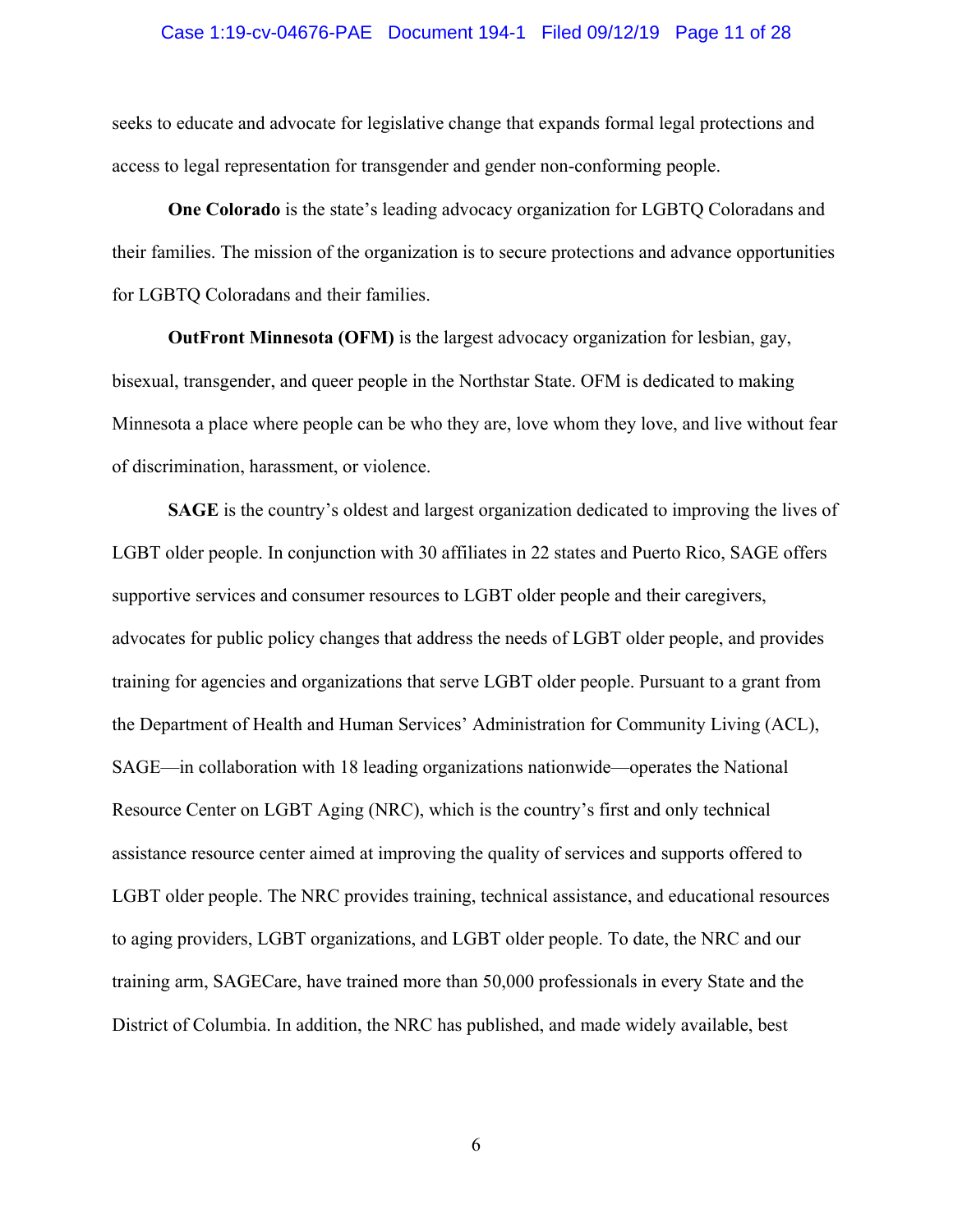seeks to educate and advocate for legislative change that expands formal legal protections and access to legal representation for transgender and gender non-conforming people.

**One Colorado** is the state's leading advocacy organization for LGBTQ Coloradans and their families. The mission of the organization is to secure protections and advance opportunities for LGBTQ Coloradans and their families.

**OutFront Minnesota (OFM)** is the largest advocacy organization for lesbian, gay, bisexual, transgender, and queer people in the Northstar State. OFM is dedicated to making Minnesota a place where people can be who they are, love whom they love, and live without fear of discrimination, harassment, or violence.

**SAGE** is the country's oldest and largest organization dedicated to improving the lives of LGBT older people. In conjunction with 30 affiliates in 22 states and Puerto Rico, SAGE offers supportive services and consumer resources to LGBT older people and their caregivers, advocates for public policy changes that address the needs of LGBT older people, and provides training for agencies and organizations that serve LGBT older people. Pursuant to a grant from the Department of Health and Human Services' Administration for Community Living (ACL), SAGE—in collaboration with 18 leading organizations nationwide—operates the National Resource Center on LGBT Aging (NRC), which is the country's first and only technical assistance resource center aimed at improving the quality of services and supports offered to LGBT older people. The NRC provides training, technical assistance, and educational resources to aging providers, LGBT organizations, and LGBT older people. To date, the NRC and our training arm, SAGECare, have trained more than 50,000 professionals in every State and the District of Columbia. In addition, the NRC has published, and made widely available, best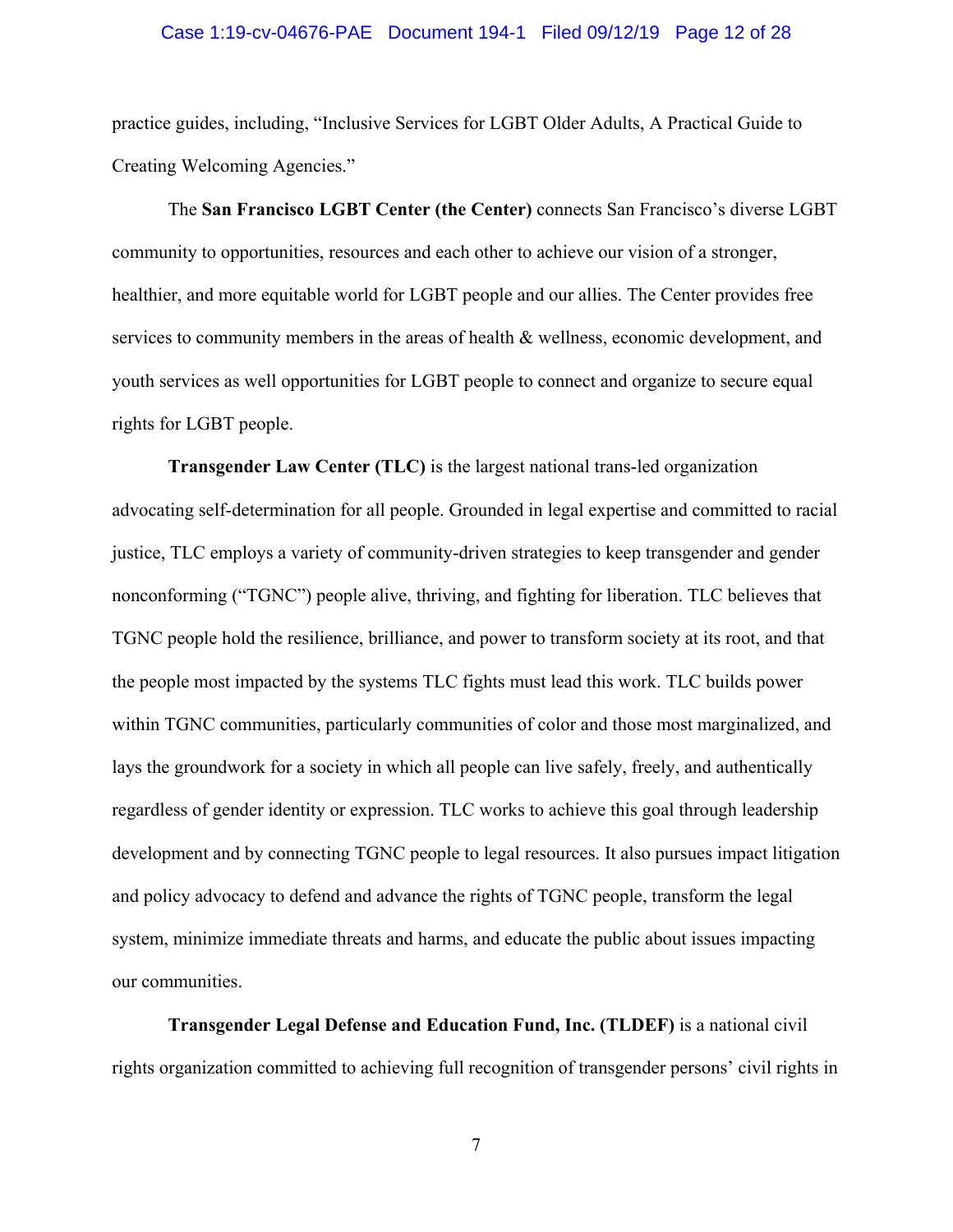practice guides, including, "Inclusive Services for LGBT Older Adults, A Practical Guide to Creating Welcoming Agencies."

The **San Francisco LGBT Center (the Center)** connects San Francisco's diverse LGBT community to opportunities, resources and each other to achieve our vision of a stronger, healthier, and more equitable world for LGBT people and our allies. The Center provides free services to community members in the areas of health & wellness, economic development, and youth services as well opportunities for LGBT people to connect and organize to secure equal rights for LGBT people.

**Transgender Law Center (TLC)** is the largest national trans-led organization advocating self-determination for all people. Grounded in legal expertise and committed to racial justice, TLC employs a variety of community-driven strategies to keep transgender and gender nonconforming ("TGNC") people alive, thriving, and fighting for liberation. TLC believes that TGNC people hold the resilience, brilliance, and power to transform society at its root, and that the people most impacted by the systems TLC fights must lead this work. TLC builds power within TGNC communities, particularly communities of color and those most marginalized, and lays the groundwork for a society in which all people can live safely, freely, and authentically regardless of gender identity or expression. TLC works to achieve this goal through leadership development and by connecting TGNC people to legal resources. It also pursues impact litigation and policy advocacy to defend and advance the rights of TGNC people, transform the legal system, minimize immediate threats and harms, and educate the public about issues impacting our communities.

**Transgender Legal Defense and Education Fund, Inc. (TLDEF)** is a national civil rights organization committed to achieving full recognition of transgender persons' civil rights in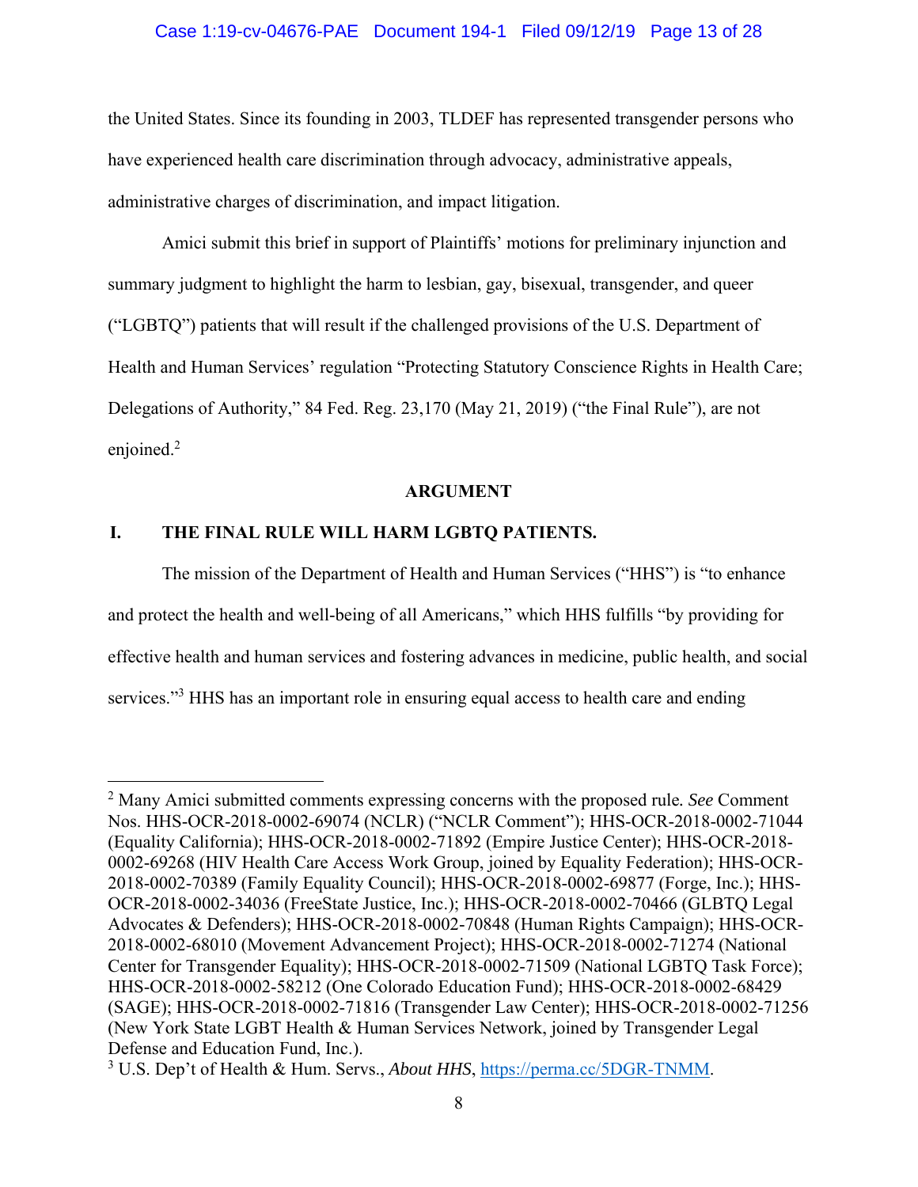the United States. Since its founding in 2003, TLDEF has represented transgender persons who have experienced health care discrimination through advocacy, administrative appeals, administrative charges of discrimination, and impact litigation.

Amici submit this brief in support of Plaintiffs' motions for preliminary injunction and summary judgment to highlight the harm to lesbian, gay, bisexual, transgender, and queer ("LGBTQ") patients that will result if the challenged provisions of the U.S. Department of Health and Human Services' regulation "Protecting Statutory Conscience Rights in Health Care; Delegations of Authority," 84 Fed. Reg. 23,170 (May 21, 2019) ("the Final Rule"), are not enjoined.[2]

## ARGUMENT

### I. THE FINAL RULE WILL HARM LGBTQ PATIENTS.

The mission of the Department of Health and Human Services ("HHS") is "to enhance and protect the health and well-being of all Americans," which HHS fulfills "by providing for effective health and human services and fostering advances in medicine, public health, and social services."[3] HHS has an important role in ensuring equal access to health care and ending

---

[2] Many Amici submitted comments expressing concerns with the proposed rule. *See* Comment Nos. HHS-OCR-2018-0002-69074 (NCLR) ("NCLR Comment"); HHS-OCR-2018-0002-71044 (Equality California); HHS-OCR-2018-0002-71892 (Empire Justice Center); HHS-OCR-2018-0002-69268 (HIV Health Care Access Work Group, joined by Equality Federation); HHS-OCR-2018-0002-70389 (Family Equality Council); HHS-OCR-2018-0002-69877 (Forge, Inc.); HHS-OCR-2018-0002-34036 (FreeState Justice, Inc.); HHS-OCR-2018-0002-70466 (GLBTQ Legal Advocates & Defenders); HHS-OCR-2018-0002-70848 (Human Rights Campaign); HHS-OCR-2018-0002-68010 (Movement Advancement Project); HHS-OCR-2018-0002-71274 (National Center for Transgender Equality); HHS-OCR-2018-0002-71509 (National LGBTQ Task Force); HHS-OCR-2018-0002-58212 (One Colorado Education Fund); HHS-OCR-2018-0002-68429 (SAGE); HHS-OCR-2018-0002-71816 (Transgender Law Center); HHS-OCR-2018-0002-71256 (New York State LGBT Health & Human Services Network, joined by Transgender Legal Defense and Education Fund, Inc.).

[3] U.S. Dep't of Health & Hum. Servs., *About HHS*, https://perma.cc/5DGR-TNMM.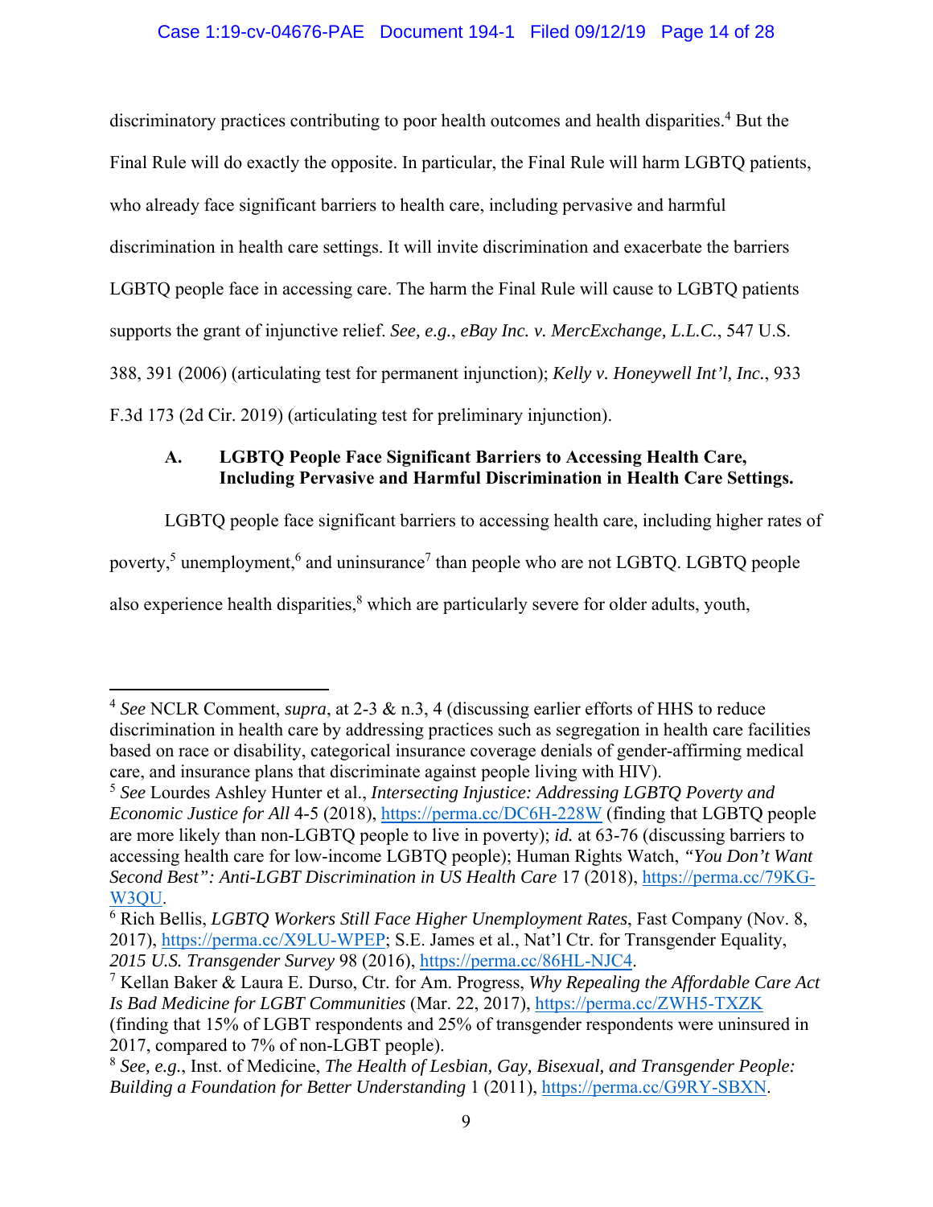discriminatory practices contributing to poor health outcomes and health disparities.[4] But the Final Rule will do exactly the opposite. In particular, the Final Rule will harm LGBTQ patients, who already face significant barriers to health care, including pervasive and harmful discrimination in health care settings. It will invite discrimination and exacerbate the barriers LGBTQ people face in accessing care. The harm the Final Rule will cause to LGBTQ patients supports the grant of injunctive relief. *See, e.g.*, *eBay Inc. v. MercExchange, L.L.C.*, 547 U.S. 388, 391 (2006) (articulating test for permanent injunction); *Kelly v. Honeywell Int'l, Inc.*, 933 F.3d 173 (2d Cir. 2019) (articulating test for preliminary injunction).

### A. LGBTQ People Face Significant Barriers to Accessing Health Care, Including Pervasive and Harmful Discrimination in Health Care Settings.

LGBTQ people face significant barriers to accessing health care, including higher rates of poverty,[5] unemployment,[6] and uninsurance[7] than people who are not LGBTQ. LGBTQ people also experience health disparities,[8] which are particularly severe for older adults, youth,

---

[4] *See* NCLR Comment, *supra*, at 2-3 & n.3, 4 (discussing earlier efforts of HHS to reduce discrimination in health care by addressing practices such as segregation in health care facilities based on race or disability, categorical insurance coverage denials of gender-affirming medical care, and insurance plans that discriminate against people living with HIV).

[5] *See* Lourdes Ashley Hunter et al., *Intersecting Injustice: Addressing LGBTQ Poverty and Economic Justice for All* 4-5 (2018), https://perma.cc/DC6H-228W (finding that LGBTQ people are more likely than non-LGBTQ people to live in poverty); *id.* at 63-76 (discussing barriers to accessing health care for low-income LGBTQ people); Human Rights Watch, *"You Don't Want Second Best": Anti-LGBT Discrimination in US Health Care* 17 (2018), https://perma.cc/79KG-W3QU.

[6] Rich Bellis, *LGBTQ Workers Still Face Higher Unemployment Rates*, Fast Company (Nov. 8, 2017), https://perma.cc/X9LU-WPEP; S.E. James et al., Nat'l Ctr. for Transgender Equality, *2015 U.S. Transgender Survey* 98 (2016), https://perma.cc/86HL-NJC4.

[7] Kellan Baker & Laura E. Durso, Ctr. for Am. Progress, *Why Repealing the Affordable Care Act Is Bad Medicine for LGBT Communities* (Mar. 22, 2017), https://perma.cc/ZWH5-TXZK (finding that 15% of LGBT respondents and 25% of transgender respondents were uninsured in 2017, compared to 7% of non-LGBT people).

[8] *See, e.g.*, Inst. of Medicine, *The Health of Lesbian, Gay, Bisexual, and Transgender People: Building a Foundation for Better Understanding* 1 (2011), https://perma.cc/G9RY-SBXN.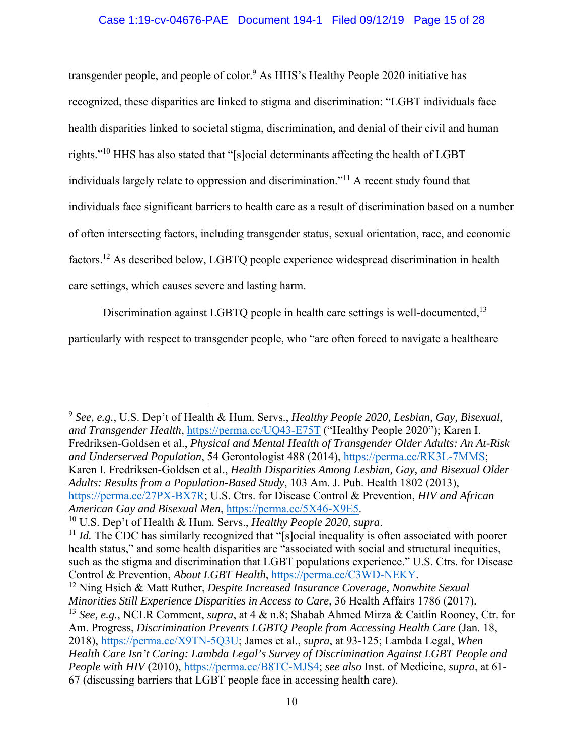transgender people, and people of color.[9] As HHS's Healthy People 2020 initiative has recognized, these disparities are linked to stigma and discrimination: "LGBT individuals face health disparities linked to societal stigma, discrimination, and denial of their civil and human rights."[10] HHS has also stated that "[s]ocial determinants affecting the health of LGBT individuals largely relate to oppression and discrimination."[11] A recent study found that individuals face significant barriers to health care as a result of discrimination based on a number of often intersecting factors, including transgender status, sexual orientation, race, and economic factors.[12] As described below, LGBTQ people experience widespread discrimination in health care settings, which causes severe and lasting harm.

Discrimination against LGBTQ people in health care settings is well-documented,[13] particularly with respect to transgender people, who "are often forced to navigate a healthcare

---

[9] *See, e.g.*, U.S. Dep't of Health & Hum. Servs., *Healthy People 2020, Lesbian, Gay, Bisexual, and Transgender Health*, https://perma.cc/UQ43-E75T ("Healthy People 2020"); Karen I. Fredriksen-Goldsen et al., *Physical and Mental Health of Transgender Older Adults: An At-Risk and Underserved Population*, 54 Gerontologist 488 (2014), https://perma.cc/RK3L-7MMS; Karen I. Fredriksen-Goldsen et al., *Health Disparities Among Lesbian, Gay, and Bisexual Older Adults: Results from a Population-Based Study*, 103 Am. J. Pub. Health 1802 (2013), https://perma.cc/27PX-BX7R; U.S. Ctrs. for Disease Control & Prevention, *HIV and African American Gay and Bisexual Men*, https://perma.cc/5X46-X9E5.

[10] U.S. Dep't of Health & Hum. Servs., *Healthy People 2020*, *supra*.

[11] *Id.* The CDC has similarly recognized that "[s]ocial inequality is often associated with poorer health status," and some health disparities are "associated with social and structural inequities, such as the stigma and discrimination that LGBT populations experience." U.S. Ctrs. for Disease Control & Prevention, *About LGBT Health*, https://perma.cc/C3WD-NEKY.

[12] Ning Hsieh & Matt Ruther, *Despite Increased Insurance Coverage, Nonwhite Sexual Minorities Still Experience Disparities in Access to Care*, 36 Health Affairs 1786 (2017).

[13] *See, e.g.*, NCLR Comment, *supra*, at 4 & n.8; Shabab Ahmed Mirza & Caitlin Rooney, Ctr. for Am. Progress, *Discrimination Prevents LGBTQ People from Accessing Health Care* (Jan. 18, 2018), https://perma.cc/X9TN-5Q3U; James et al., *supra*, at 93-125; Lambda Legal, *When Health Care Isn't Caring: Lambda Legal's Survey of Discrimination Against LGBT People and People with HIV* (2010), https://perma.cc/B8TC-MJS4; *see also* Inst. of Medicine, *supra*, at 61-67 (discussing barriers that LGBT people face in accessing health care).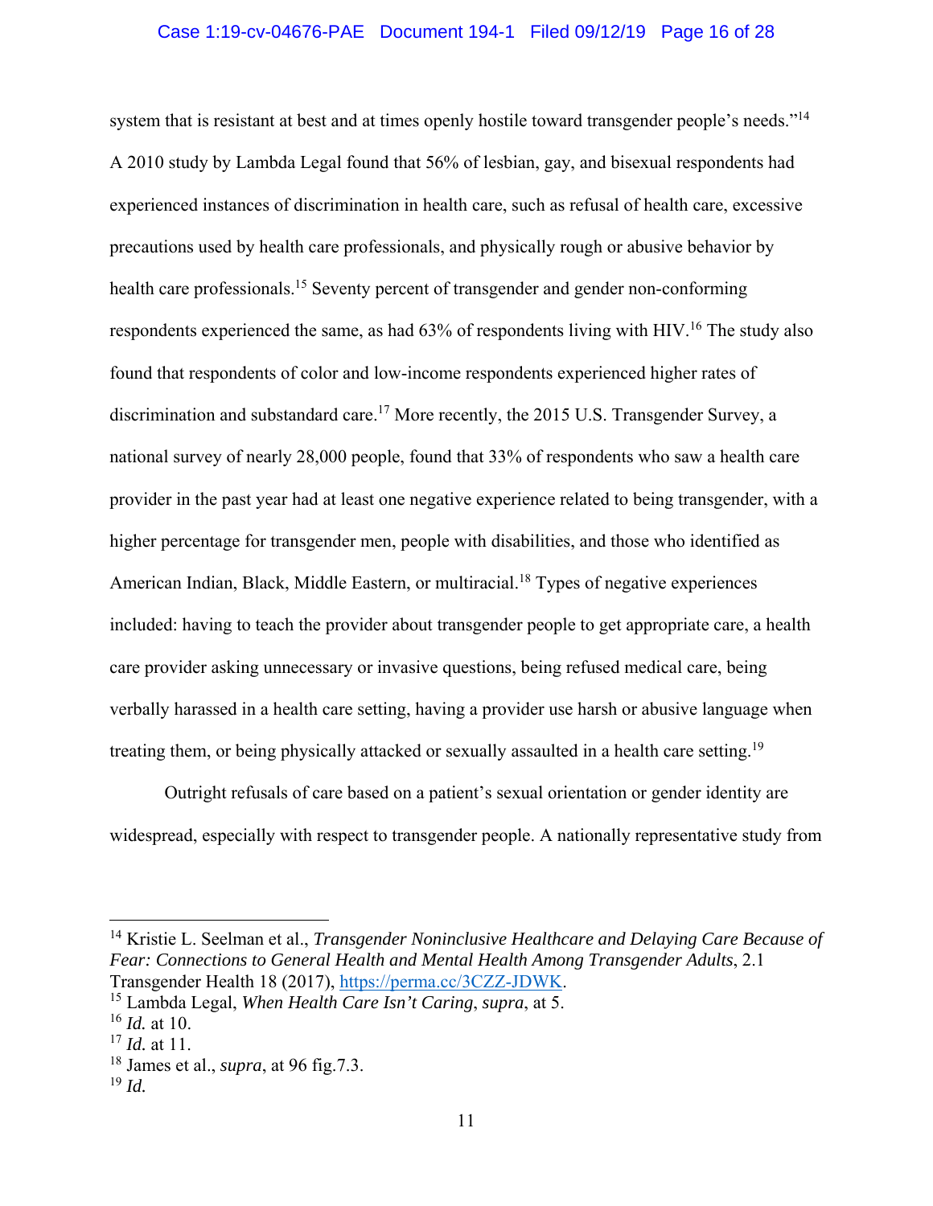system that is resistant at best and at times openly hostile toward transgender people's needs."[14] A 2010 study by Lambda Legal found that 56% of lesbian, gay, and bisexual respondents had experienced instances of discrimination in health care, such as refusal of health care, excessive precautions used by health care professionals, and physically rough or abusive behavior by health care professionals.[15] Seventy percent of transgender and gender non-conforming respondents experienced the same, as had 63% of respondents living with HIV.[16] The study also found that respondents of color and low-income respondents experienced higher rates of discrimination and substandard care.[17] More recently, the 2015 U.S. Transgender Survey, a national survey of nearly 28,000 people, found that 33% of respondents who saw a health care provider in the past year had at least one negative experience related to being transgender, with a higher percentage for transgender men, people with disabilities, and those who identified as American Indian, Black, Middle Eastern, or multiracial.[18] Types of negative experiences included: having to teach the provider about transgender people to get appropriate care, a health care provider asking unnecessary or invasive questions, being refused medical care, being verbally harassed in a health care setting, having a provider use harsh or abusive language when treating them, or being physically attacked or sexually assaulted in a health care setting.[19]

Outright refusals of care based on a patient's sexual orientation or gender identity are widespread, especially with respect to transgender people. A nationally representative study from

---

[14] Kristie L. Seelman et al., *Transgender Noninclusive Healthcare and Delaying Care Because of Fear: Connections to General Health and Mental Health Among Transgender Adults*, 2.1 Transgender Health 18 (2017), https://perma.cc/3CZZ-JDWK.

[15] Lambda Legal, *When Health Care Isn't Caring*, *supra*, at 5.

[16] *Id.* at 10.

[17] *Id.* at 11.

[18] James et al., *supra*, at 96 fig.7.3.

[19] *Id.*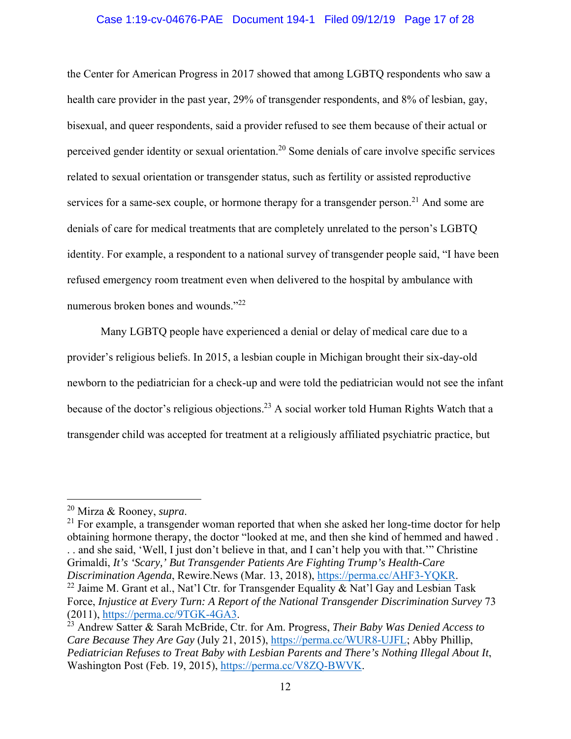the Center for American Progress in 2017 showed that among LGBTQ respondents who saw a health care provider in the past year, 29% of transgender respondents, and 8% of lesbian, gay, bisexual, and queer respondents, said a provider refused to see them because of their actual or perceived gender identity or sexual orientation.[20] Some denials of care involve specific services related to sexual orientation or transgender status, such as fertility or assisted reproductive services for a same-sex couple, or hormone therapy for a transgender person.[21] And some are denials of care for medical treatments that are completely unrelated to the person's LGBTQ identity. For example, a respondent to a national survey of transgender people said, "I have been refused emergency room treatment even when delivered to the hospital by ambulance with numerous broken bones and wounds."[22]

Many LGBTQ people have experienced a denial or delay of medical care due to a provider's religious beliefs. In 2015, a lesbian couple in Michigan brought their six-day-old newborn to the pediatrician for a check-up and were told the pediatrician would not see the infant because of the doctor's religious objections.[23] A social worker told Human Rights Watch that a transgender child was accepted for treatment at a religiously affiliated psychiatric practice, but

---

[20] Mirza & Rooney, *supra*.

[21] For example, a transgender woman reported that when she asked her long-time doctor for help obtaining hormone therapy, the doctor "looked at me, and then she kind of hemmed and hawed . . . and she said, 'Well, I just don't believe in that, and I can't help you with that.'" Christine Grimaldi, *It's 'Scary,' But Transgender Patients Are Fighting Trump's Health-Care Discrimination Agenda*, Rewire.News (Mar. 13, 2018), https://perma.cc/AHF3-YQKR.

[22] Jaime M. Grant et al., Nat'l Ctr. for Transgender Equality & Nat'l Gay and Lesbian Task Force, *Injustice at Every Turn: A Report of the National Transgender Discrimination Survey* 73 (2011), https://perma.cc/9TGK-4GA3.

[23] Andrew Satter & Sarah McBride, Ctr. for Am. Progress, *Their Baby Was Denied Access to Care Because They Are Gay* (July 21, 2015), https://perma.cc/WUR8-UJFL; Abby Phillip, *Pediatrician Refuses to Treat Baby with Lesbian Parents and There's Nothing Illegal About It*, Washington Post (Feb. 19, 2015), https://perma.cc/V8ZQ-BWVK.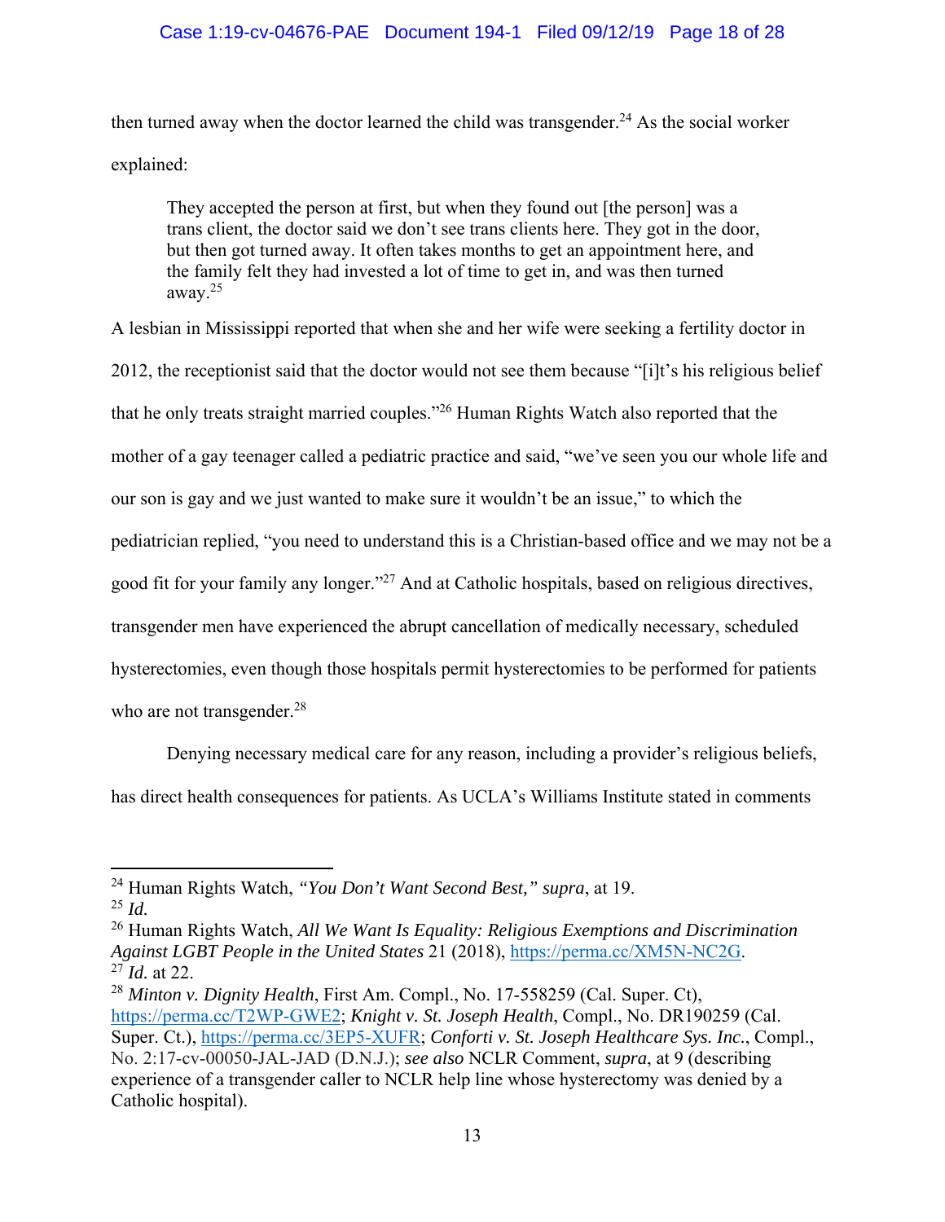then turned away when the doctor learned the child was transgender.[24] As the social worker explained:

> They accepted the person at first, but when they found out [the person] was a trans client, the doctor said we don't see trans clients here. They got in the door, but then got turned away. It often takes months to get an appointment here, and the family felt they had invested a lot of time to get in, and was then turned away.[25]

A lesbian in Mississippi reported that when she and her wife were seeking a fertility doctor in 2012, the receptionist said that the doctor would not see them because "[i]t's his religious belief that he only treats straight married couples."[26] Human Rights Watch also reported that the mother of a gay teenager called a pediatric practice and said, "we've seen you our whole life and our son is gay and we just wanted to make sure it wouldn't be an issue," to which the pediatrician replied, "you need to understand this is a Christian-based office and we may not be a good fit for your family any longer."[27] And at Catholic hospitals, based on religious directives, transgender men have experienced the abrupt cancellation of medically necessary, scheduled hysterectomies, even though those hospitals permit hysterectomies to be performed for patients who are not transgender.[28]

Denying necessary medical care for any reason, including a provider's religious beliefs, has direct health consequences for patients. As UCLA's Williams Institute stated in comments

---

[24] Human Rights Watch, *"You Don't Want Second Best," supra*, at 19.

[25] *Id.*

[26] Human Rights Watch, *All We Want Is Equality: Religious Exemptions and Discrimination Against LGBT People in the United States* 21 (2018), https://perma.cc/XM5N-NC2G.

[27] *Id.* at 22.

[28] *Minton v. Dignity Health*, First Am. Compl., No. 17-558259 (Cal. Super. Ct), https://perma.cc/T2WP-GWE2; *Knight v. St. Joseph Health*, Compl., No. DR190259 (Cal. Super. Ct.), https://perma.cc/3EP5-XUFR; *Conforti v. St. Joseph Healthcare Sys. Inc.*, Compl., No. 2:17-cv-00050-JAL-JAD (D.N.J.); *see also* NCLR Comment, *supra*, at 9 (describing experience of a transgender caller to NCLR help line whose hysterectomy was denied by a Catholic hospital).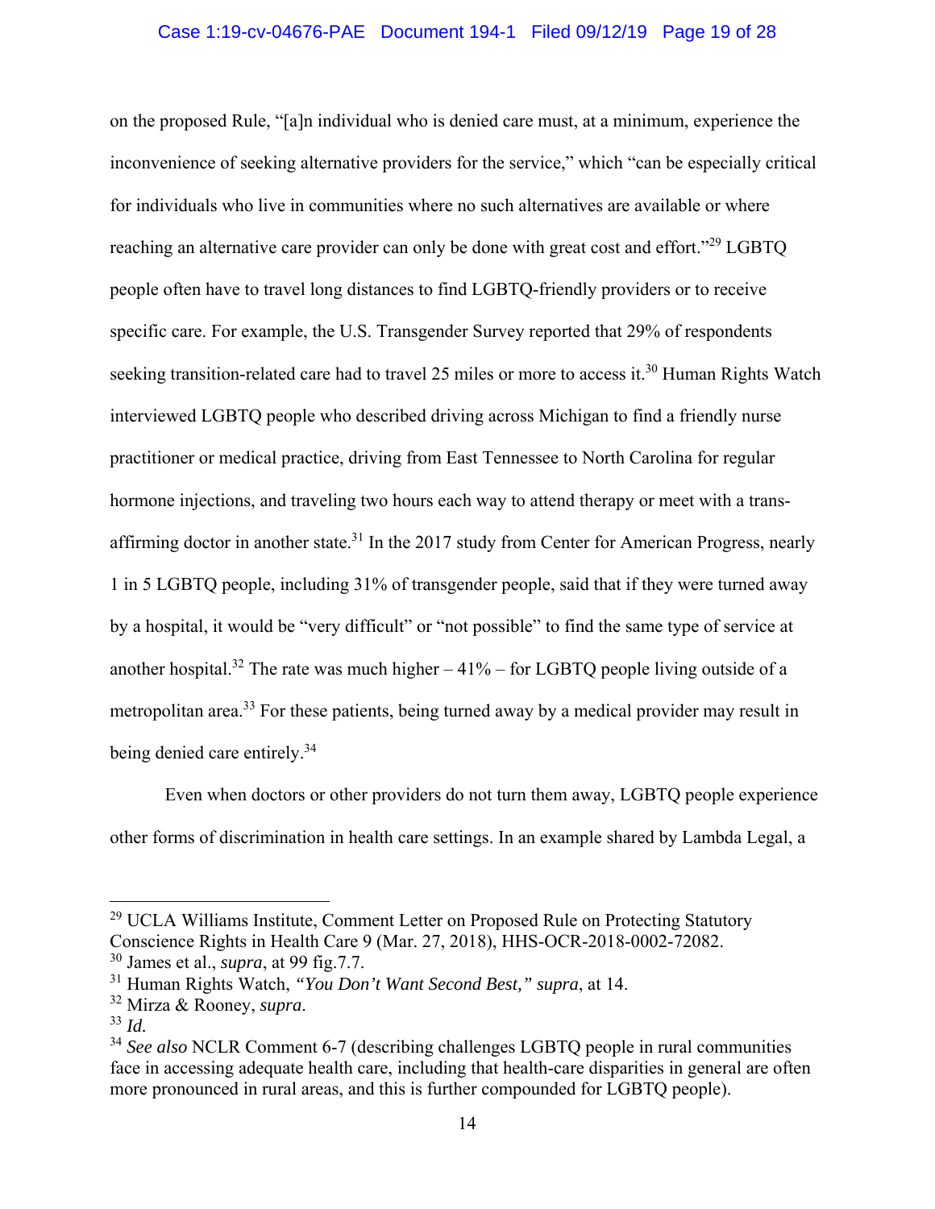on the proposed Rule, "[a]n individual who is denied care must, at a minimum, experience the inconvenience of seeking alternative providers for the service," which "can be especially critical for individuals who live in communities where no such alternatives are available or where reaching an alternative care provider can only be done with great cost and effort."[29] LGBTQ people often have to travel long distances to find LGBTQ-friendly providers or to receive specific care. For example, the U.S. Transgender Survey reported that 29% of respondents seeking transition-related care had to travel 25 miles or more to access it.[30] Human Rights Watch interviewed LGBTQ people who described driving across Michigan to find a friendly nurse practitioner or medical practice, driving from East Tennessee to North Carolina for regular hormone injections, and traveling two hours each way to attend therapy or meet with a trans-affirming doctor in another state.[31] In the 2017 study from Center for American Progress, nearly 1 in 5 LGBTQ people, including 31% of transgender people, said that if they were turned away by a hospital, it would be "very difficult" or "not possible" to find the same type of service at another hospital.[32] The rate was much higher – 41% – for LGBTQ people living outside of a metropolitan area.[33] For these patients, being turned away by a medical provider may result in being denied care entirely.[34]

Even when doctors or other providers do not turn them away, LGBTQ people experience other forms of discrimination in health care settings. In an example shared by Lambda Legal, a

---

[29] UCLA Williams Institute, Comment Letter on Proposed Rule on Protecting Statutory Conscience Rights in Health Care 9 (Mar. 27, 2018), HHS-OCR-2018-0002-72082.

[30] James et al., *supra*, at 99 fig.7.7.

[31] Human Rights Watch, *"You Don't Want Second Best," supra*, at 14.

[32] Mirza & Rooney, *supra*.

[33] *Id.*

[34] *See also* NCLR Comment 6-7 (describing challenges LGBTQ people in rural communities face in accessing adequate health care, including that health-care disparities in general are often more pronounced in rural areas, and this is further compounded for LGBTQ people).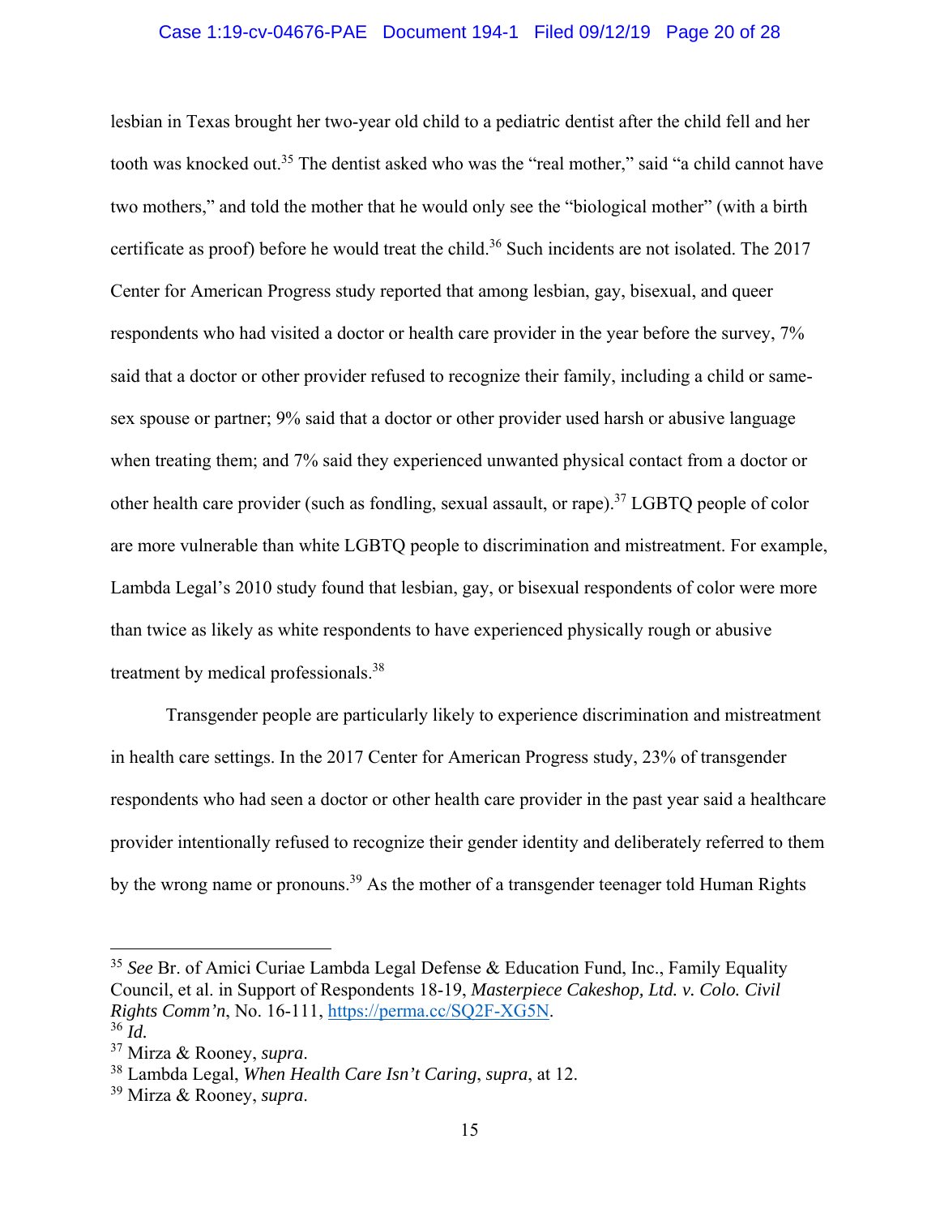lesbian in Texas brought her two-year old child to a pediatric dentist after the child fell and her tooth was knocked out.[35] The dentist asked who was the "real mother," said "a child cannot have two mothers," and told the mother that he would only see the "biological mother" (with a birth certificate as proof) before he would treat the child.[36] Such incidents are not isolated. The 2017 Center for American Progress study reported that among lesbian, gay, bisexual, and queer respondents who had visited a doctor or health care provider in the year before the survey, 7% said that a doctor or other provider refused to recognize their family, including a child or same-sex spouse or partner; 9% said that a doctor or other provider used harsh or abusive language when treating them; and 7% said they experienced unwanted physical contact from a doctor or other health care provider (such as fondling, sexual assault, or rape).[37] LGBTQ people of color are more vulnerable than white LGBTQ people to discrimination and mistreatment. For example, Lambda Legal's 2010 study found that lesbian, gay, or bisexual respondents of color were more than twice as likely as white respondents to have experienced physically rough or abusive treatment by medical professionals.[38]

Transgender people are particularly likely to experience discrimination and mistreatment in health care settings. In the 2017 Center for American Progress study, 23% of transgender respondents who had seen a doctor or other health care provider in the past year said a healthcare provider intentionally refused to recognize their gender identity and deliberately referred to them by the wrong name or pronouns.[39] As the mother of a transgender teenager told Human Rights

---

[35] *See* Br. of Amici Curiae Lambda Legal Defense & Education Fund, Inc., Family Equality Council, et al. in Support of Respondents 18-19, *Masterpiece Cakeshop, Ltd. v. Colo. Civil Rights Comm'n*, No. 16-111, https://perma.cc/SQ2F-XG5N.

[36] *Id.*

[37] Mirza & Rooney, *supra*.

[38] Lambda Legal, *When Health Care Isn't Caring*, *supra*, at 12.

[39] Mirza & Rooney, *supra*.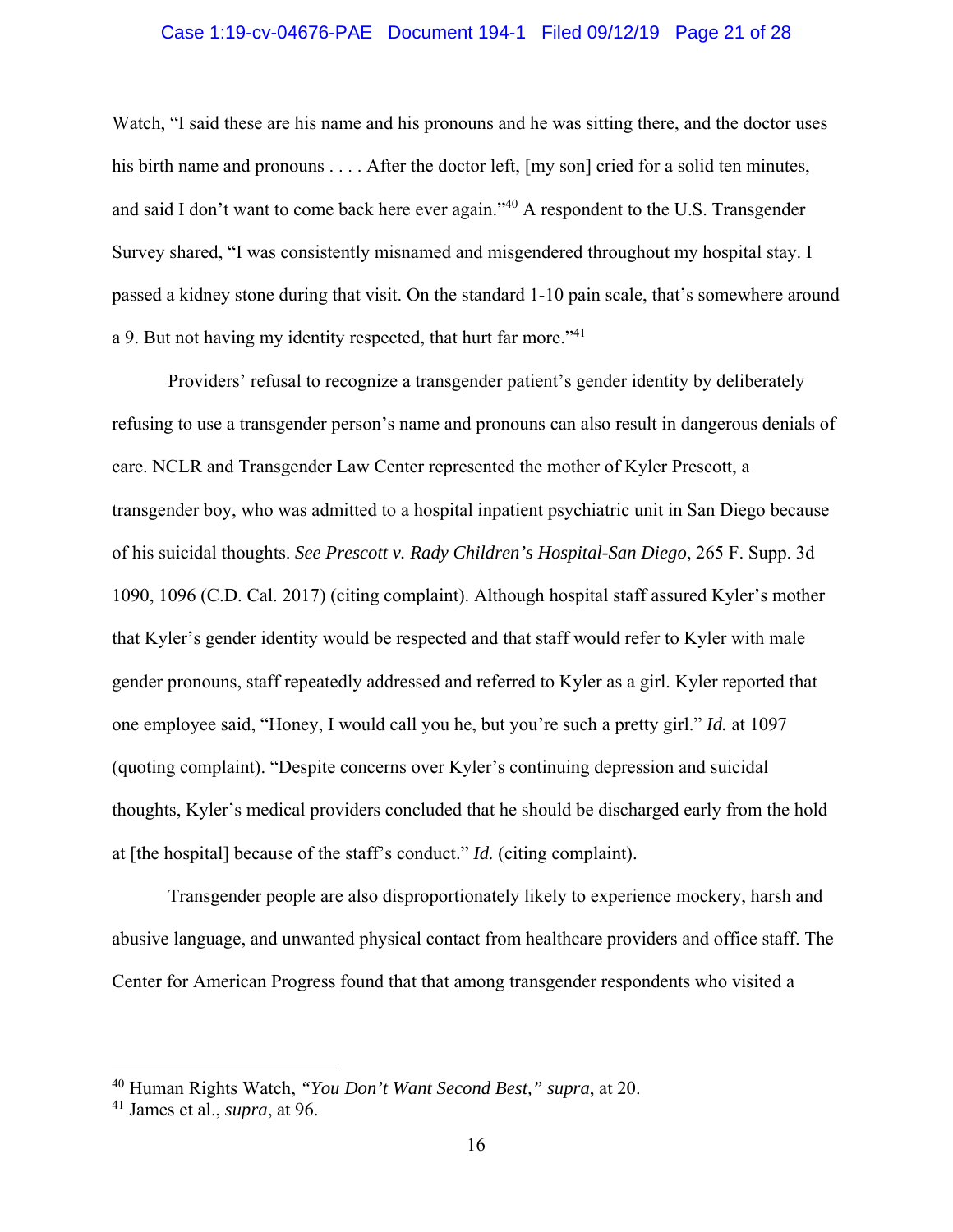Watch, "I said these are his name and his pronouns and he was sitting there, and the doctor uses his birth name and pronouns . . . . After the doctor left, [my son] cried for a solid ten minutes, and said I don't want to come back here ever again."[40] A respondent to the U.S. Transgender Survey shared, "I was consistently misnamed and misgendered throughout my hospital stay. I passed a kidney stone during that visit. On the standard 1-10 pain scale, that's somewhere around a 9. But not having my identity respected, that hurt far more."[41]

Providers' refusal to recognize a transgender patient's gender identity by deliberately refusing to use a transgender person's name and pronouns can also result in dangerous denials of care. NCLR and Transgender Law Center represented the mother of Kyler Prescott, a transgender boy, who was admitted to a hospital inpatient psychiatric unit in San Diego because of his suicidal thoughts. *See Prescott v. Rady Children's Hospital-San Diego*, 265 F. Supp. 3d 1090, 1096 (C.D. Cal. 2017) (citing complaint). Although hospital staff assured Kyler's mother that Kyler's gender identity would be respected and that staff would refer to Kyler with male gender pronouns, staff repeatedly addressed and referred to Kyler as a girl. Kyler reported that one employee said, "Honey, I would call you he, but you're such a pretty girl." *Id.* at 1097 (quoting complaint). "Despite concerns over Kyler's continuing depression and suicidal thoughts, Kyler's medical providers concluded that he should be discharged early from the hold at [the hospital] because of the staff's conduct." *Id.* (citing complaint).

Transgender people are also disproportionately likely to experience mockery, harsh and abusive language, and unwanted physical contact from healthcare providers and office staff. The Center for American Progress found that that among transgender respondents who visited a

---

[40] Human Rights Watch, *"You Don't Want Second Best," supra*, at 20.

[41] James et al., *supra*, at 96.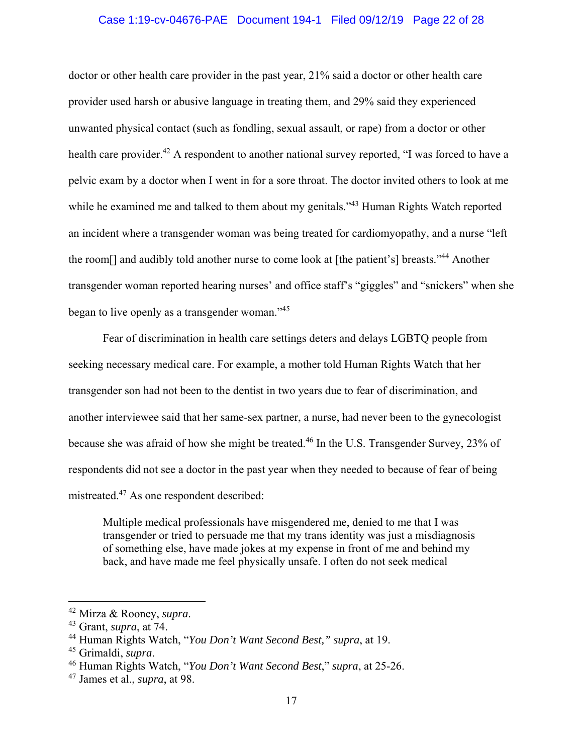doctor or other health care provider in the past year, 21% said a doctor or other health care provider used harsh or abusive language in treating them, and 29% said they experienced unwanted physical contact (such as fondling, sexual assault, or rape) from a doctor or other health care provider.[42] A respondent to another national survey reported, "I was forced to have a pelvic exam by a doctor when I went in for a sore throat. The doctor invited others to look at me while he examined me and talked to them about my genitals."[43] Human Rights Watch reported an incident where a transgender woman was being treated for cardiomyopathy, and a nurse "left the room[] and audibly told another nurse to come look at [the patient's] breasts."[44] Another transgender woman reported hearing nurses' and office staff's "giggles" and "snickers" when she began to live openly as a transgender woman."[45]

Fear of discrimination in health care settings deters and delays LGBTQ people from seeking necessary medical care. For example, a mother told Human Rights Watch that her transgender son had not been to the dentist in two years due to fear of discrimination, and another interviewee said that her same-sex partner, a nurse, had never been to the gynecologist because she was afraid of how she might be treated.[46] In the U.S. Transgender Survey, 23% of respondents did not see a doctor in the past year when they needed to because of fear of being mistreated.[47] As one respondent described:

> Multiple medical professionals have misgendered me, denied to me that I was transgender or tried to persuade me that my trans identity was just a misdiagnosis of something else, have made jokes at my expense in front of me and behind my back, and have made me feel physically unsafe. I often do not seek medical

---

[42] Mirza & Rooney, *supra*.

[43] Grant, *supra*, at 74.

[44] Human Rights Watch, "*You Don't Want Second Best,*" *supra*, at 19.

[45] Grimaldi, *supra*.

[46] Human Rights Watch, "*You Don't Want Second Best*," *supra*, at 25-26.

[47] James et al., *supra*, at 98.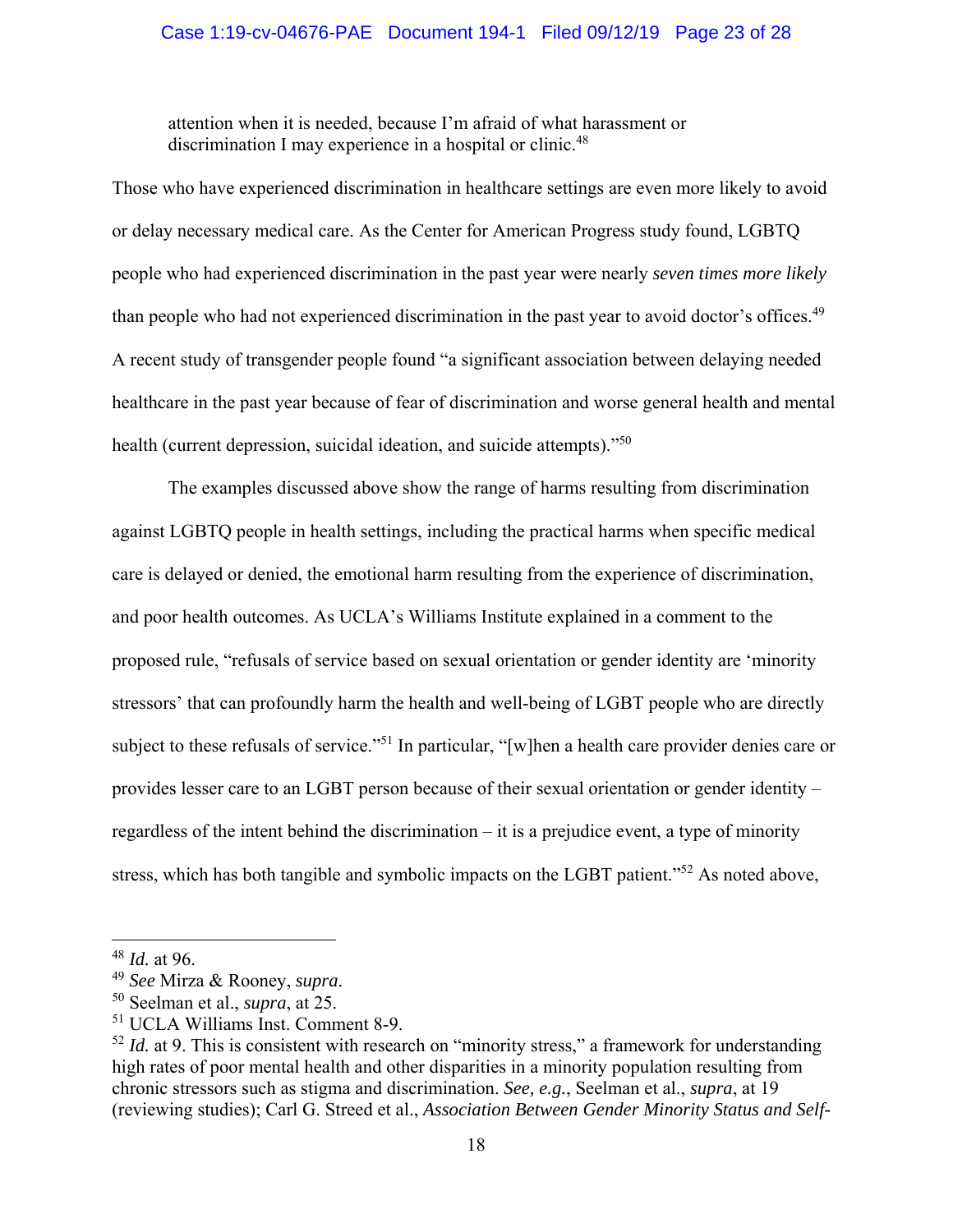> attention when it is needed, because I'm afraid of what harassment or discrimination I may experience in a hospital or clinic.[48]

Those who have experienced discrimination in healthcare settings are even more likely to avoid or delay necessary medical care. As the Center for American Progress study found, LGBTQ people who had experienced discrimination in the past year were nearly *seven times more likely* than people who had not experienced discrimination in the past year to avoid doctor's offices.[49] A recent study of transgender people found "a significant association between delaying needed healthcare in the past year because of fear of discrimination and worse general health and mental health (current depression, suicidal ideation, and suicide attempts)."[50]

The examples discussed above show the range of harms resulting from discrimination against LGBTQ people in health settings, including the practical harms when specific medical care is delayed or denied, the emotional harm resulting from the experience of discrimination, and poor health outcomes. As UCLA's Williams Institute explained in a comment to the proposed rule, "refusals of service based on sexual orientation or gender identity are 'minority stressors' that can profoundly harm the health and well-being of LGBT people who are directly subject to these refusals of service."[51] In particular, "[w]hen a health care provider denies care or provides lesser care to an LGBT person because of their sexual orientation or gender identity – regardless of the intent behind the discrimination – it is a prejudice event, a type of minority stress, which has both tangible and symbolic impacts on the LGBT patient."[52] As noted above,

---

[48] *Id.* at 96.

[49] *See* Mirza & Rooney, *supra*.

[50] Seelman et al., *supra*, at 25.

[51] UCLA Williams Inst. Comment 8-9.

[52] *Id.* at 9. This is consistent with research on "minority stress," a framework for understanding high rates of poor mental health and other disparities in a minority population resulting from chronic stressors such as stigma and discrimination. *See, e.g.*, Seelman et al., *supra*, at 19 (reviewing studies); Carl G. Streed et al., *Association Between Gender Minority Status and Self-*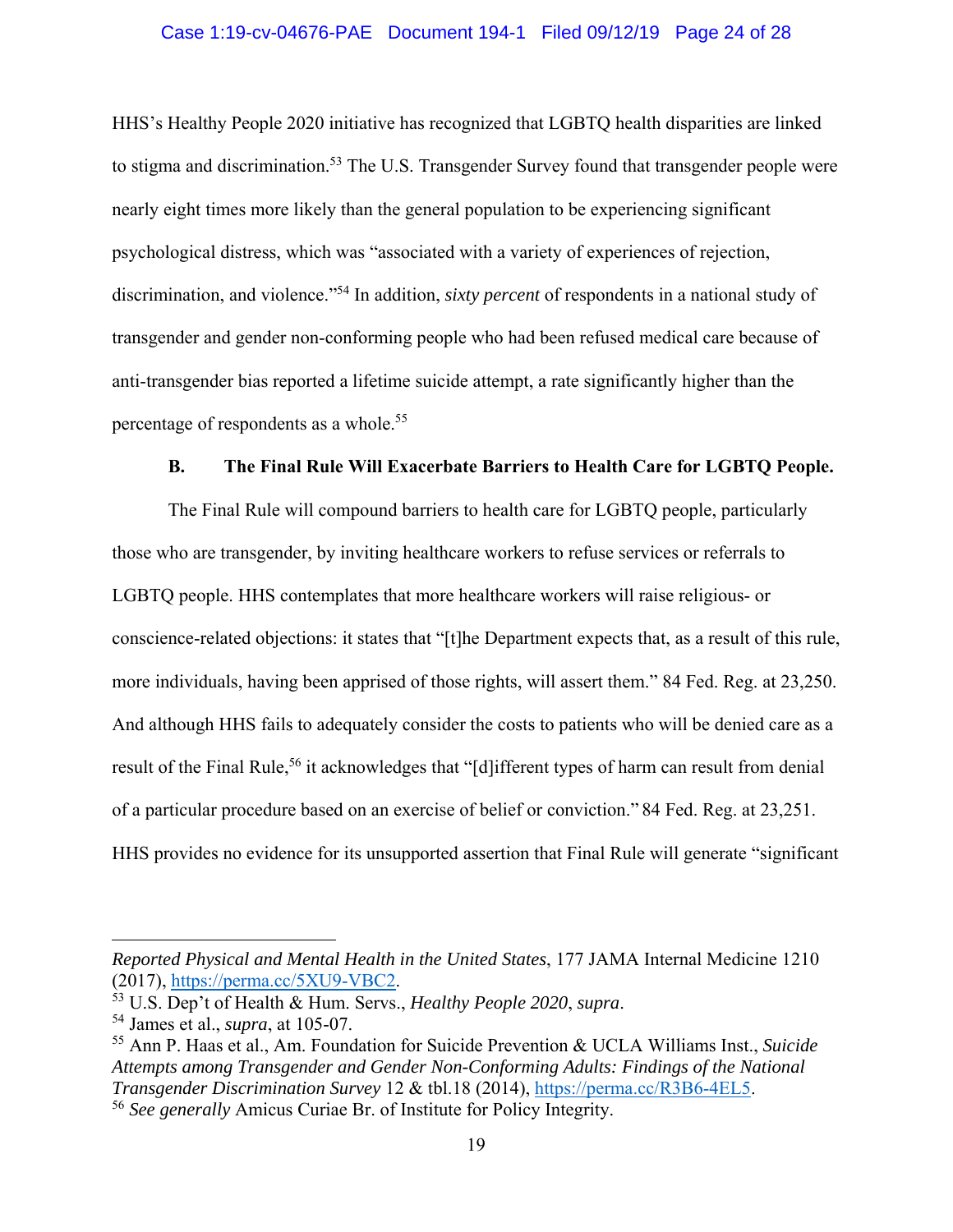HHS's Healthy People 2020 initiative has recognized that LGBTQ health disparities are linked to stigma and discrimination.[53] The U.S. Transgender Survey found that transgender people were nearly eight times more likely than the general population to be experiencing significant psychological distress, which was "associated with a variety of experiences of rejection, discrimination, and violence."[54] In addition, *sixty percent* of respondents in a national study of transgender and gender non-conforming people who had been refused medical care because of anti-transgender bias reported a lifetime suicide attempt, a rate significantly higher than the percentage of respondents as a whole.[55]

### B. The Final Rule Will Exacerbate Barriers to Health Care for LGBTQ People.

The Final Rule will compound barriers to health care for LGBTQ people, particularly those who are transgender, by inviting healthcare workers to refuse services or referrals to LGBTQ people. HHS contemplates that more healthcare workers will raise religious- or conscience-related objections: it states that "[t]he Department expects that, as a result of this rule, more individuals, having been apprised of those rights, will assert them." 84 Fed. Reg. at 23,250. And although HHS fails to adequately consider the costs to patients who will be denied care as a result of the Final Rule,[56] it acknowledges that "[d]ifferent types of harm can result from denial of a particular procedure based on an exercise of belief or conviction." 84 Fed. Reg. at 23,251. HHS provides no evidence for its unsupported assertion that Final Rule will generate "significant

---

*Reported Physical and Mental Health in the United States*, 177 JAMA Internal Medicine 1210 (2017), https://perma.cc/5XU9-VBC2.

[53] U.S. Dep't of Health & Hum. Servs., *Healthy People 2020*, *supra*.

[54] James et al., *supra*, at 105-07.

[55] Ann P. Haas et al., Am. Foundation for Suicide Prevention & UCLA Williams Inst., *Suicide Attempts among Transgender and Gender Non-Conforming Adults: Findings of the National Transgender Discrimination Survey* 12 & tbl.18 (2014), https://perma.cc/R3B6-4EL5.

[56] *See generally* Amicus Curiae Br. of Institute for Policy Integrity.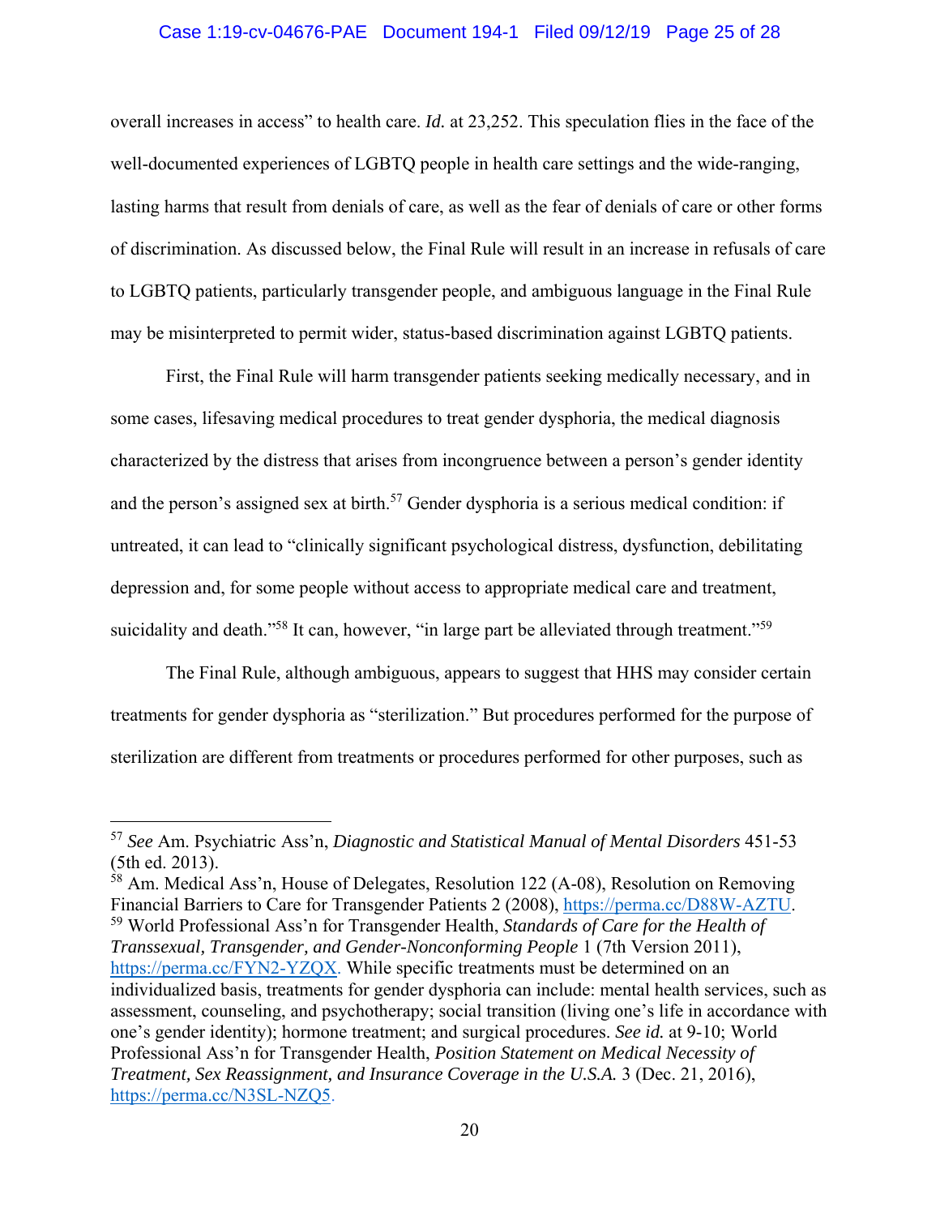overall increases in access" to health care. *Id.* at 23,252. This speculation flies in the face of the well-documented experiences of LGBTQ people in health care settings and the wide-ranging, lasting harms that result from denials of care, as well as the fear of denials of care or other forms of discrimination. As discussed below, the Final Rule will result in an increase in refusals of care to LGBTQ patients, particularly transgender people, and ambiguous language in the Final Rule may be misinterpreted to permit wider, status-based discrimination against LGBTQ patients.

First, the Final Rule will harm transgender patients seeking medically necessary, and in some cases, lifesaving medical procedures to treat gender dysphoria, the medical diagnosis characterized by the distress that arises from incongruence between a person's gender identity and the person's assigned sex at birth.[57] Gender dysphoria is a serious medical condition: if untreated, it can lead to "clinically significant psychological distress, dysfunction, debilitating depression and, for some people without access to appropriate medical care and treatment, suicidality and death."[58] It can, however, "in large part be alleviated through treatment."[59]

The Final Rule, although ambiguous, appears to suggest that HHS may consider certain treatments for gender dysphoria as "sterilization." But procedures performed for the purpose of sterilization are different from treatments or procedures performed for other purposes, such as

---

[57] *See* Am. Psychiatric Ass'n, *Diagnostic and Statistical Manual of Mental Disorders* 451-53 (5th ed. 2013).

[58] Am. Medical Ass'n, House of Delegates, Resolution 122 (A-08), Resolution on Removing Financial Barriers to Care for Transgender Patients 2 (2008), https://perma.cc/D88W-AZTU.

[59] World Professional Ass'n for Transgender Health, *Standards of Care for the Health of Transsexual, Transgender, and Gender-Nonconforming People* 1 (7th Version 2011), https://perma.cc/FYN2-YZQX. While specific treatments must be determined on an individualized basis, treatments for gender dysphoria can include: mental health services, such as assessment, counseling, and psychotherapy; social transition (living one's life in accordance with one's gender identity); hormone treatment; and surgical procedures. *See id.* at 9-10; World Professional Ass'n for Transgender Health, *Position Statement on Medical Necessity of Treatment, Sex Reassignment, and Insurance Coverage in the U.S.A.* 3 (Dec. 21, 2016), https://perma.cc/N3SL-NZQ5.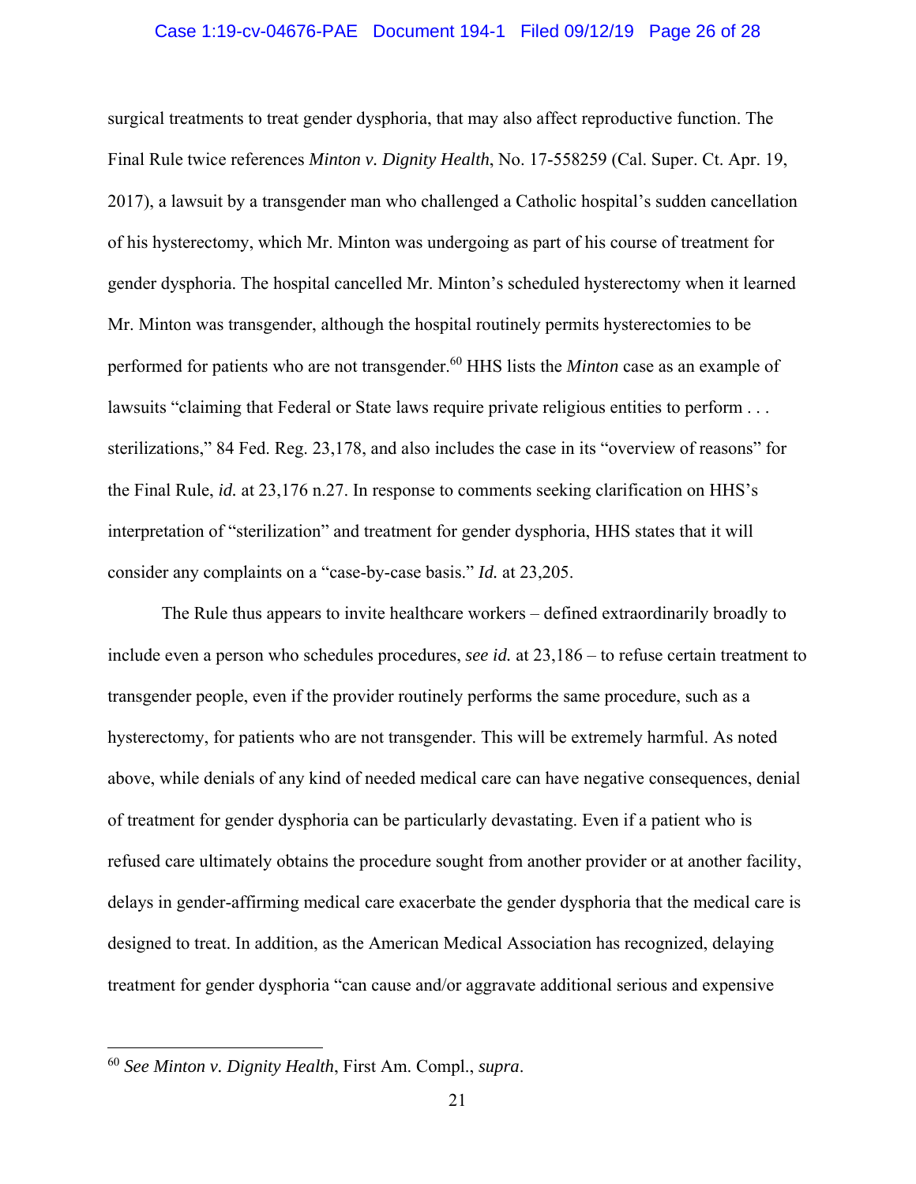surgical treatments to treat gender dysphoria, that may also affect reproductive function. The Final Rule twice references *Minton v. Dignity Health*, No. 17-558259 (Cal. Super. Ct. Apr. 19, 2017), a lawsuit by a transgender man who challenged a Catholic hospital's sudden cancellation of his hysterectomy, which Mr. Minton was undergoing as part of his course of treatment for gender dysphoria. The hospital cancelled Mr. Minton's scheduled hysterectomy when it learned Mr. Minton was transgender, although the hospital routinely permits hysterectomies to be performed for patients who are not transgender.[60] HHS lists the *Minton* case as an example of lawsuits "claiming that Federal or State laws require private religious entities to perform . . . sterilizations," 84 Fed. Reg. 23,178, and also includes the case in its "overview of reasons" for the Final Rule, *id.* at 23,176 n.27. In response to comments seeking clarification on HHS's interpretation of "sterilization" and treatment for gender dysphoria, HHS states that it will consider any complaints on a "case-by-case basis." *Id.* at 23,205.

The Rule thus appears to invite healthcare workers – defined extraordinarily broadly to include even a person who schedules procedures, *see id.* at 23,186 – to refuse certain treatment to transgender people, even if the provider routinely performs the same procedure, such as a hysterectomy, for patients who are not transgender. This will be extremely harmful. As noted above, while denials of any kind of needed medical care can have negative consequences, denial of treatment for gender dysphoria can be particularly devastating. Even if a patient who is refused care ultimately obtains the procedure sought from another provider or at another facility, delays in gender-affirming medical care exacerbate the gender dysphoria that the medical care is designed to treat. In addition, as the American Medical Association has recognized, delaying treatment for gender dysphoria "can cause and/or aggravate additional serious and expensive

---

[60] *See Minton v. Dignity Health*, First Am. Compl., *supra*.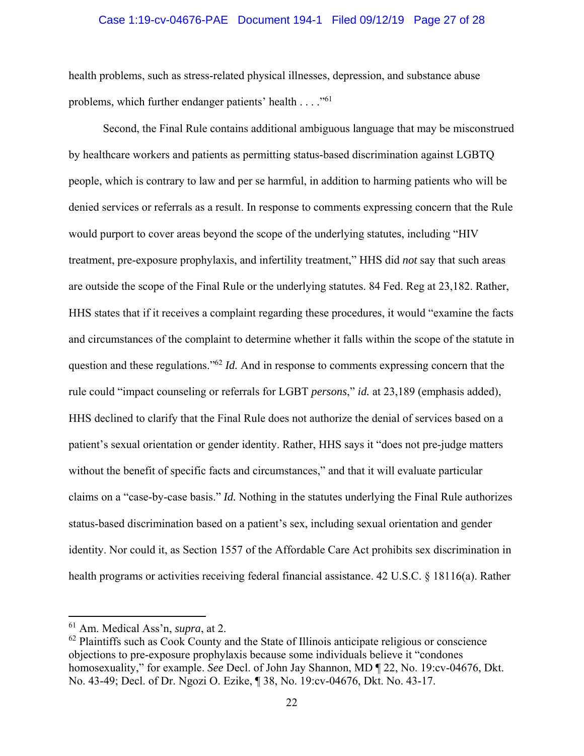health problems, such as stress-related physical illnesses, depression, and substance abuse problems, which further endanger patients' health . . . ."[61]

Second, the Final Rule contains additional ambiguous language that may be misconstrued by healthcare workers and patients as permitting status-based discrimination against LGBTQ people, which is contrary to law and per se harmful, in addition to harming patients who will be denied services or referrals as a result. In response to comments expressing concern that the Rule would purport to cover areas beyond the scope of the underlying statutes, including "HIV treatment, pre-exposure prophylaxis, and infertility treatment," HHS did *not* say that such areas are outside the scope of the Final Rule or the underlying statutes. 84 Fed. Reg at 23,182. Rather, HHS states that if it receives a complaint regarding these procedures, it would "examine the facts and circumstances of the complaint to determine whether it falls within the scope of the statute in question and these regulations."[62] *Id.* And in response to comments expressing concern that the rule could "impact counseling or referrals for LGBT *persons*," *id.* at 23,189 (emphasis added), HHS declined to clarify that the Final Rule does not authorize the denial of services based on a patient's sexual orientation or gender identity. Rather, HHS says it "does not pre-judge matters without the benefit of specific facts and circumstances," and that it will evaluate particular claims on a "case-by-case basis." *Id.* Nothing in the statutes underlying the Final Rule authorizes status-based discrimination based on a patient's sex, including sexual orientation and gender identity. Nor could it, as Section 1557 of the Affordable Care Act prohibits sex discrimination in health programs or activities receiving federal financial assistance. 42 U.S.C. § 18116(a). Rather

---

[61] Am. Medical Ass'n, *supra*, at 2.

[62] Plaintiffs such as Cook County and the State of Illinois anticipate religious or conscience objections to pre-exposure prophylaxis because some individuals believe it "condones homosexuality," for example. *See* Decl. of John Jay Shannon, MD ¶ 22, No. 19:cv-04676, Dkt. No. 43-49; Decl. of Dr. Ngozi O. Ezike, ¶ 38, No. 19:cv-04676, Dkt. No. 43-17.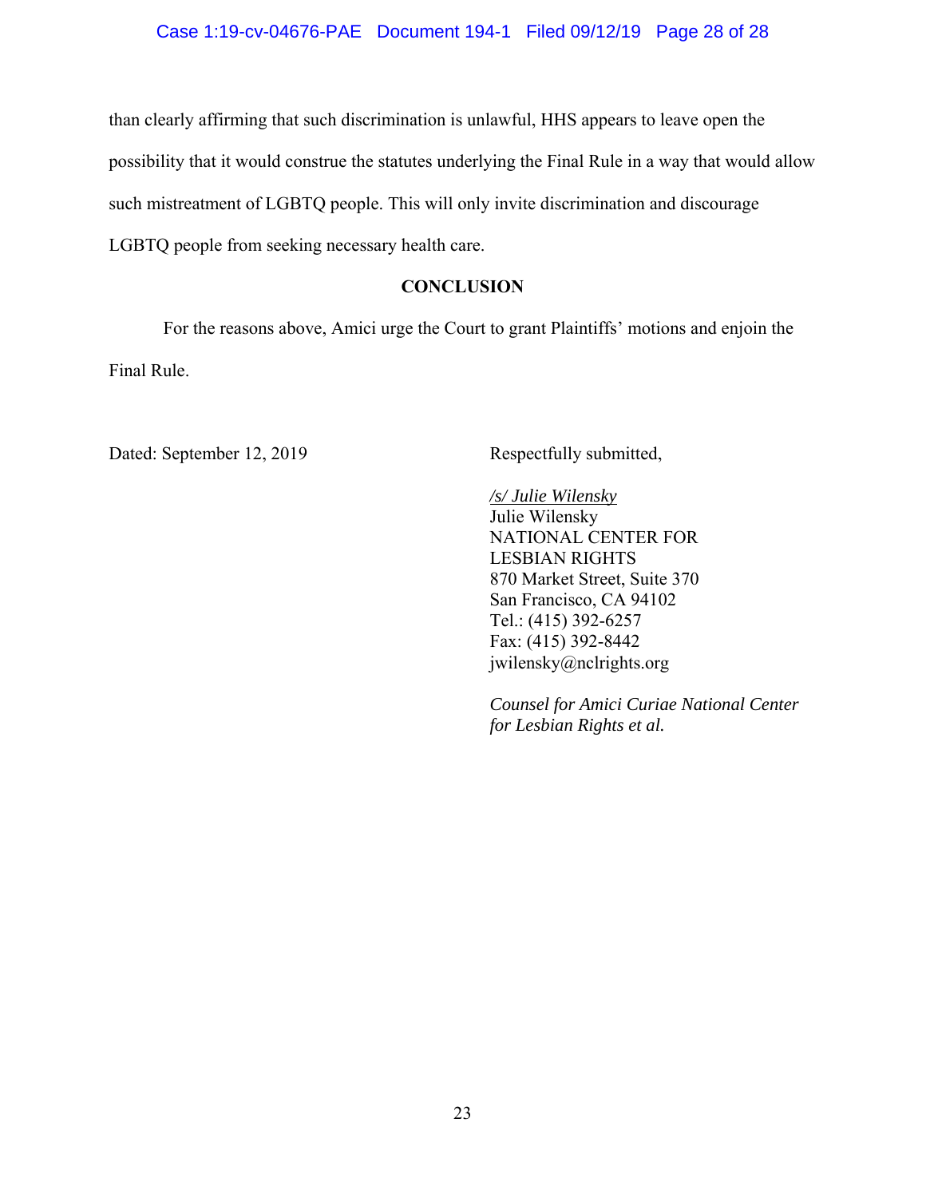than clearly affirming that such discrimination is unlawful, HHS appears to leave open the possibility that it would construe the statutes underlying the Final Rule in a way that would allow such mistreatment of LGBTQ people. This will only invite discrimination and discourage LGBTQ people from seeking necessary health care.

## CONCLUSION

For the reasons above, Amici urge the Court to grant Plaintiffs' motions and enjoin the Final Rule.

Dated: September 12, 2019

Respectfully submitted,

*/s/ Julie Wilensky*
Julie Wilensky
NATIONAL CENTER FOR LESBIAN RIGHTS
870 Market Street, Suite 370
San Francisco, CA 94102
Tel.: (415) 392-6257
Fax: (415) 392-8442
jwilensky@nclrights.org

*Counsel for Amici Curiae National Center for Lesbian Rights et al.*